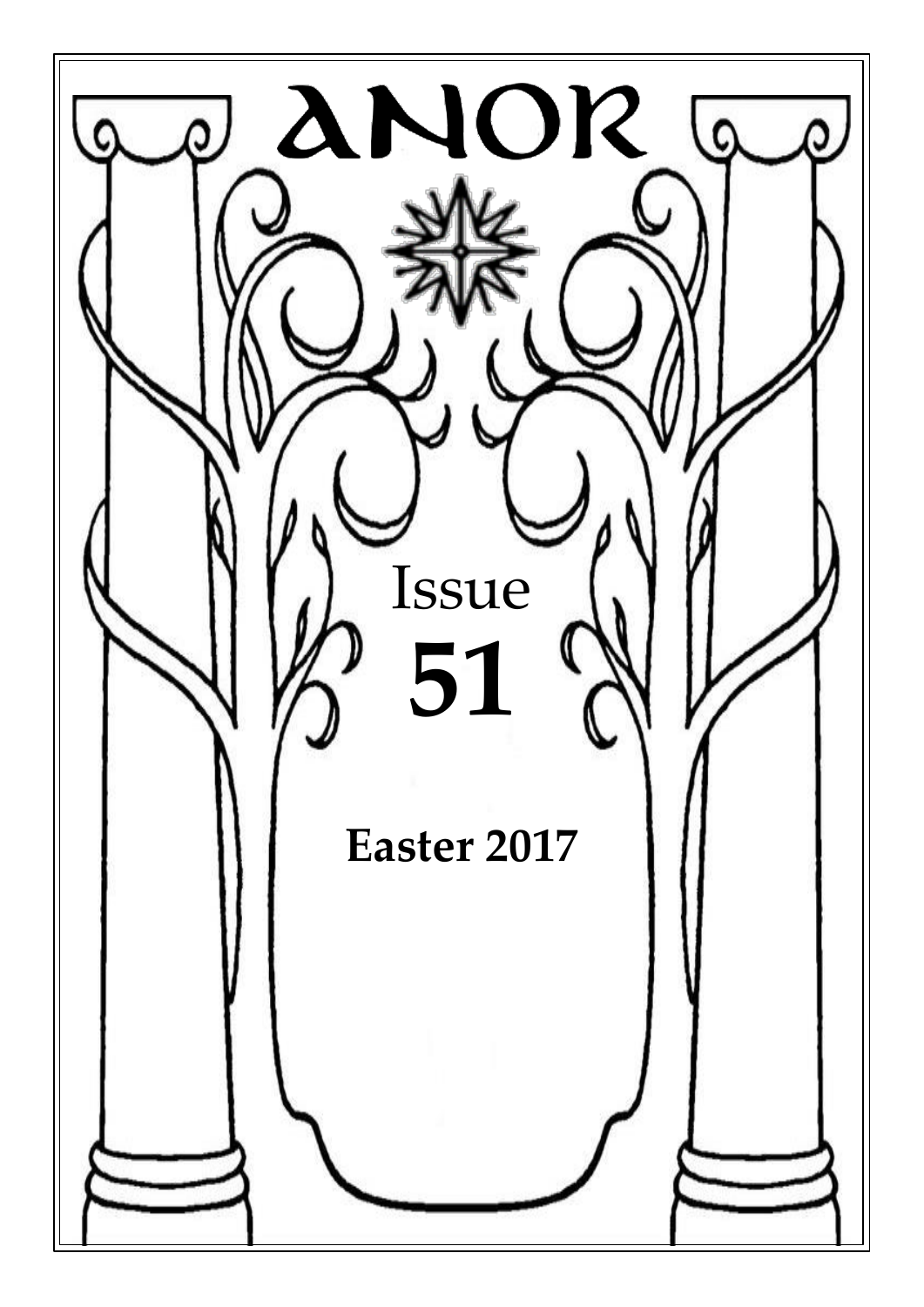# ANOR

Issue

**51**

**Easter 2017**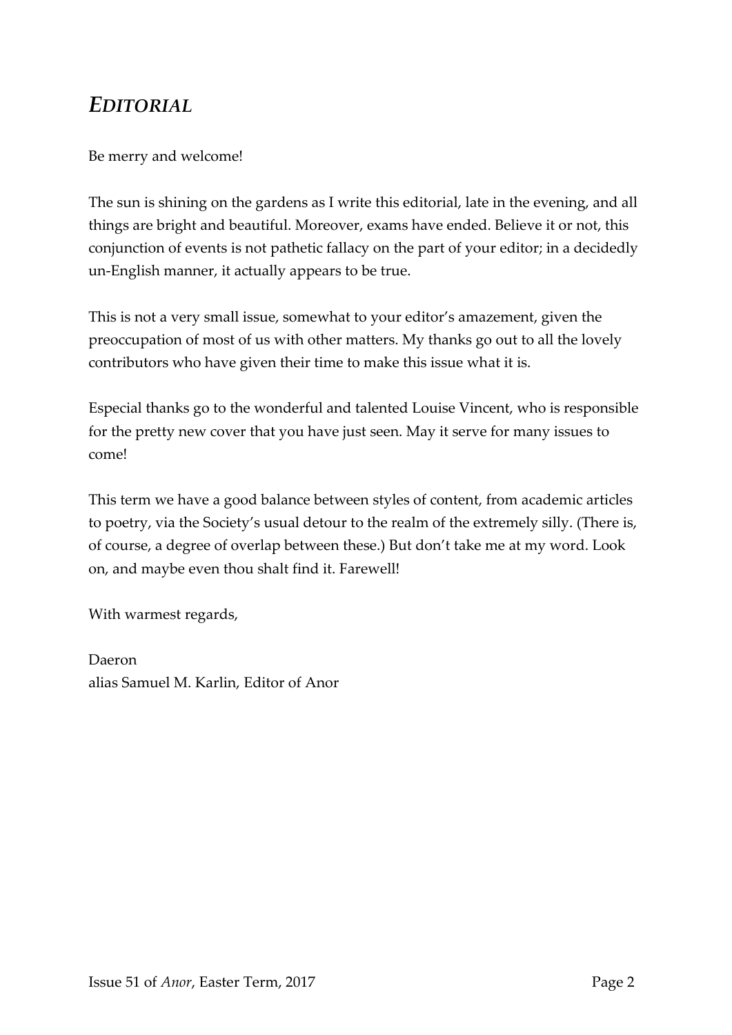## *EDITORIAL*

Be merry and welcome!

The sun is shining on the gardens as I write this editorial, late in the evening, and all things are bright and beautiful. Moreover, exams have ended. Believe it or not, this conjunction of events is not pathetic fallacy on the part of your editor; in a decidedly un-English manner, it actually appears to be true.

This is not a very small issue, somewhat to your editor's amazement, given the preoccupation of most of us with other matters. My thanks go out to all the lovely contributors who have given their time to make this issue what it is.

Especial thanks go to the wonderful and talented Louise Vincent, who is responsible for the pretty new cover that you have just seen. May it serve for many issues to come!

This term we have a good balance between styles of content, from academic articles to poetry, via the Society's usual detour to the realm of the extremely silly. (There is, of course, a degree of overlap between these.) But don't take me at my word. Look on, and maybe even thou shalt find it. Farewell!

With warmest regards,

Daeron
alias Samuel M. Karlin, Editor of Anor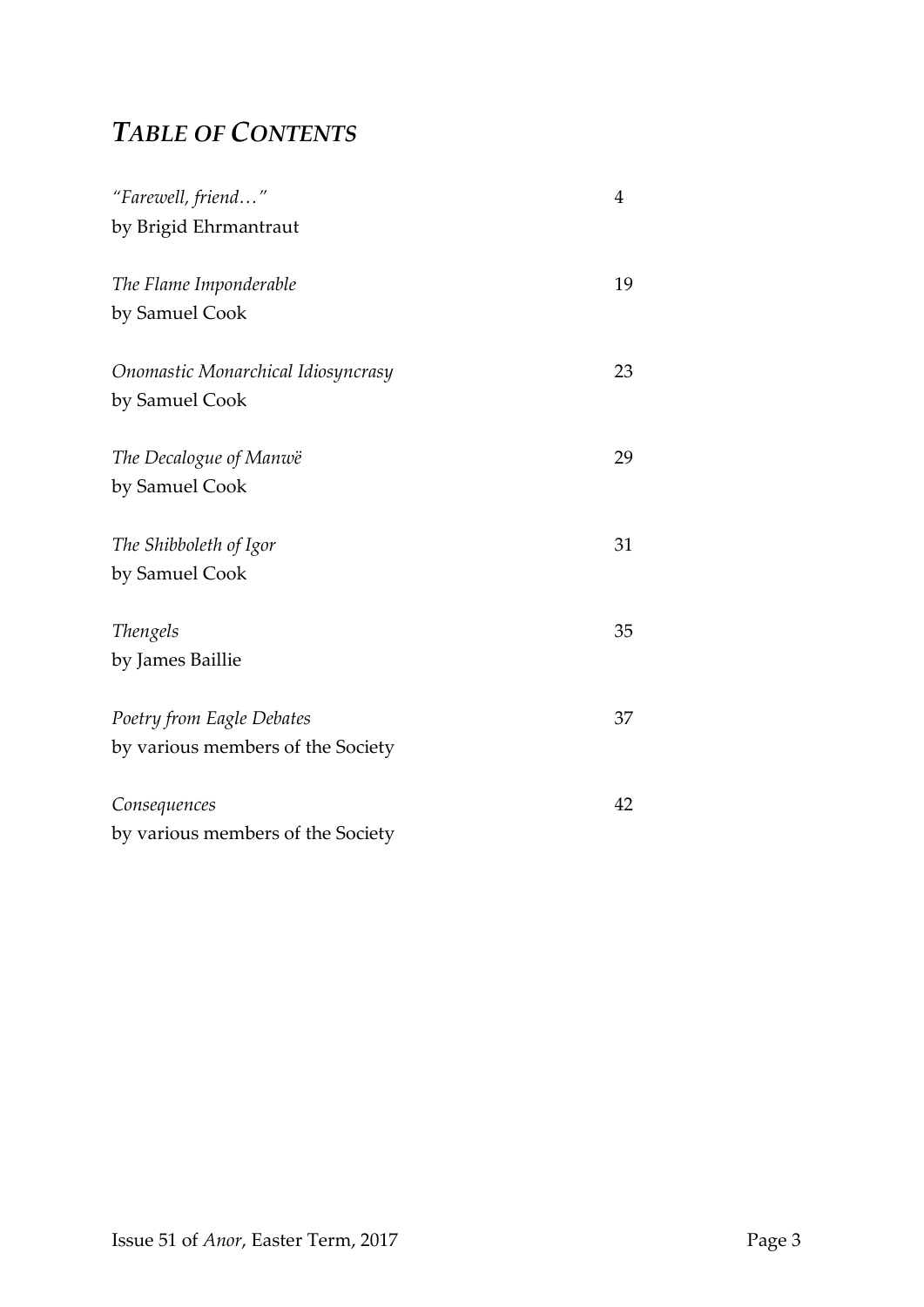# *TABLE OF CONTENTS*

| | |
|---|---|
| *"Farewell, friend…"*<br>by Brigid Ehrmantraut | 4 |
| *The Flame Imponderable*<br>by Samuel Cook | 19 |
| *Onomastic Monarchical Idiosyncrasy*<br>by Samuel Cook | 23 |
| *The Decalogue of Manwë*<br>by Samuel Cook | 29 |
| *The Shibboleth of Igor*<br>by Samuel Cook | 31 |
| *Thengels*<br>by James Baillie | 35 |
| *Poetry from Eagle Debates*<br>by various members of the Society | 37 |
| *Consequences*<br>by various members of the Society | 42 |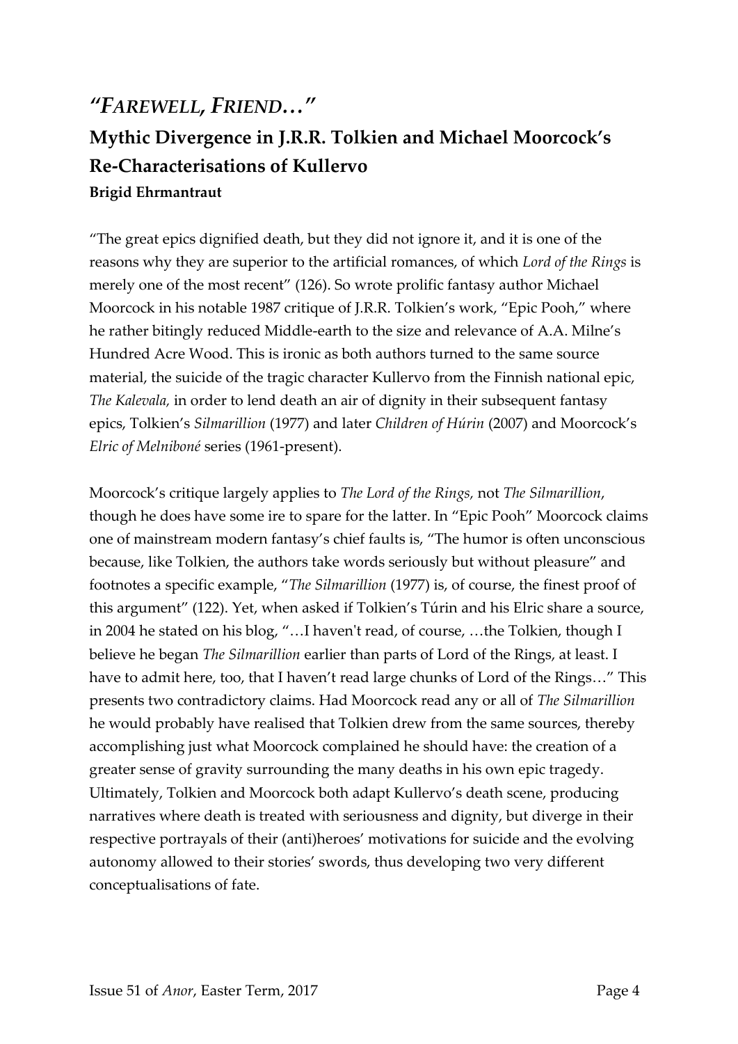# *"Farewell, Friend…"*

## Mythic Divergence in J.R.R. Tolkien and Michael Moorcock's Re-Characterisations of Kullervo

**Brigid Ehrmantraut**

"The great epics dignified death, but they did not ignore it, and it is one of the reasons why they are superior to the artificial romances, of which *Lord of the Rings* is merely one of the most recent" (126). So wrote prolific fantasy author Michael Moorcock in his notable 1987 critique of J.R.R. Tolkien's work, "Epic Pooh," where he rather bitingly reduced Middle-earth to the size and relevance of A.A. Milne's Hundred Acre Wood. This is ironic as both authors turned to the same source material, the suicide of the tragic character Kullervo from the Finnish national epic, *The Kalevala,* in order to lend death an air of dignity in their subsequent fantasy epics, Tolkien's *Silmarillion* (1977) and later *Children of Húrin* (2007) and Moorcock's *Elric of Melniboné* series (1961-present).

Moorcock's critique largely applies to *The Lord of the Rings,* not *The Silmarillion*, though he does have some ire to spare for the latter. In "Epic Pooh" Moorcock claims one of mainstream modern fantasy's chief faults is, "The humor is often unconscious because, like Tolkien, the authors take words seriously but without pleasure" and footnotes a specific example, "*The Silmarillion* (1977) is, of course, the finest proof of this argument" (122). Yet, when asked if Tolkien's Túrin and his Elric share a source, in 2004 he stated on his blog, "…I haven't read, of course, …the Tolkien, though I believe he began *The Silmarillion* earlier than parts of Lord of the Rings, at least. I have to admit here, too, that I haven't read large chunks of Lord of the Rings…" This presents two contradictory claims. Had Moorcock read any or all of *The Silmarillion* he would probably have realised that Tolkien drew from the same sources, thereby accomplishing just what Moorcock complained he should have: the creation of a greater sense of gravity surrounding the many deaths in his own epic tragedy. Ultimately, Tolkien and Moorcock both adapt Kullervo's death scene, producing narratives where death is treated with seriousness and dignity, but diverge in their respective portrayals of their (anti)heroes' motivations for suicide and the evolving autonomy allowed to their stories' swords, thus developing two very different conceptualisations of fate.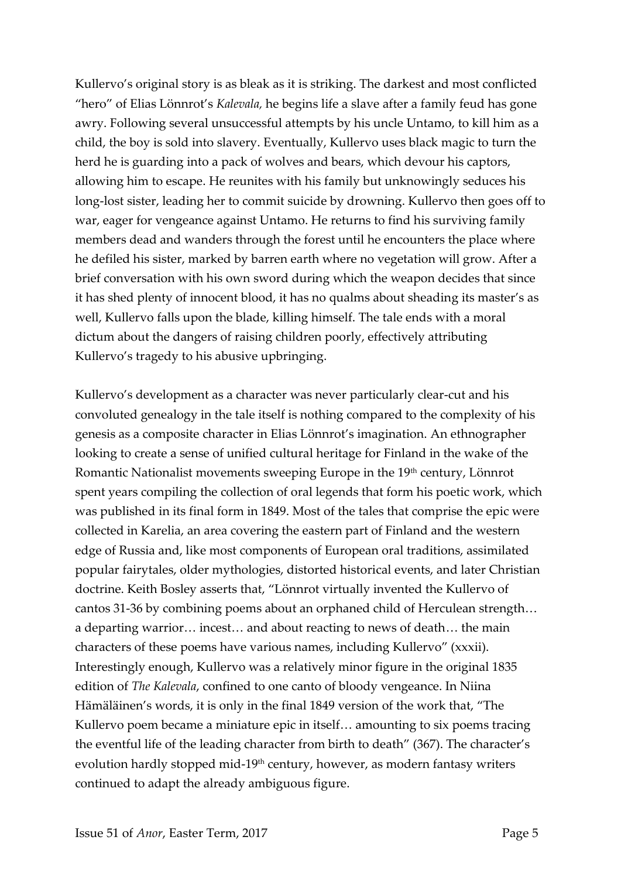Kullervo's original story is as bleak as it is striking. The darkest and most conflicted "hero" of Elias Lönnrot's *Kalevala,* he begins life a slave after a family feud has gone awry. Following several unsuccessful attempts by his uncle Untamo, to kill him as a child, the boy is sold into slavery. Eventually, Kullervo uses black magic to turn the herd he is guarding into a pack of wolves and bears, which devour his captors, allowing him to escape. He reunites with his family but unknowingly seduces his long-lost sister, leading her to commit suicide by drowning. Kullervo then goes off to war, eager for vengeance against Untamo. He returns to find his surviving family members dead and wanders through the forest until he encounters the place where he defiled his sister, marked by barren earth where no vegetation will grow. After a brief conversation with his own sword during which the weapon decides that since it has shed plenty of innocent blood, it has no qualms about sheading its master's as well, Kullervo falls upon the blade, killing himself. The tale ends with a moral dictum about the dangers of raising children poorly, effectively attributing Kullervo's tragedy to his abusive upbringing.

Kullervo's development as a character was never particularly clear-cut and his convoluted genealogy in the tale itself is nothing compared to the complexity of his genesis as a composite character in Elias Lönnrot's imagination. An ethnographer looking to create a sense of unified cultural heritage for Finland in the wake of the Romantic Nationalist movements sweeping Europe in the 19th century, Lönnrot spent years compiling the collection of oral legends that form his poetic work, which was published in its final form in 1849. Most of the tales that comprise the epic were collected in Karelia, an area covering the eastern part of Finland and the western edge of Russia and, like most components of European oral traditions, assimilated popular fairytales, older mythologies, distorted historical events, and later Christian doctrine. Keith Bosley asserts that, "Lönnrot virtually invented the Kullervo of cantos 31-36 by combining poems about an orphaned child of Herculean strength… a departing warrior… incest… and about reacting to news of death… the main characters of these poems have various names, including Kullervo" (xxxii). Interestingly enough, Kullervo was a relatively minor figure in the original 1835 edition of *The Kalevala*, confined to one canto of bloody vengeance. In Niina Hämäläinen's words, it is only in the final 1849 version of the work that, "The Kullervo poem became a miniature epic in itself… amounting to six poems tracing the eventful life of the leading character from birth to death" (367). The character's evolution hardly stopped mid-19th century, however, as modern fantasy writers continued to adapt the already ambiguous figure.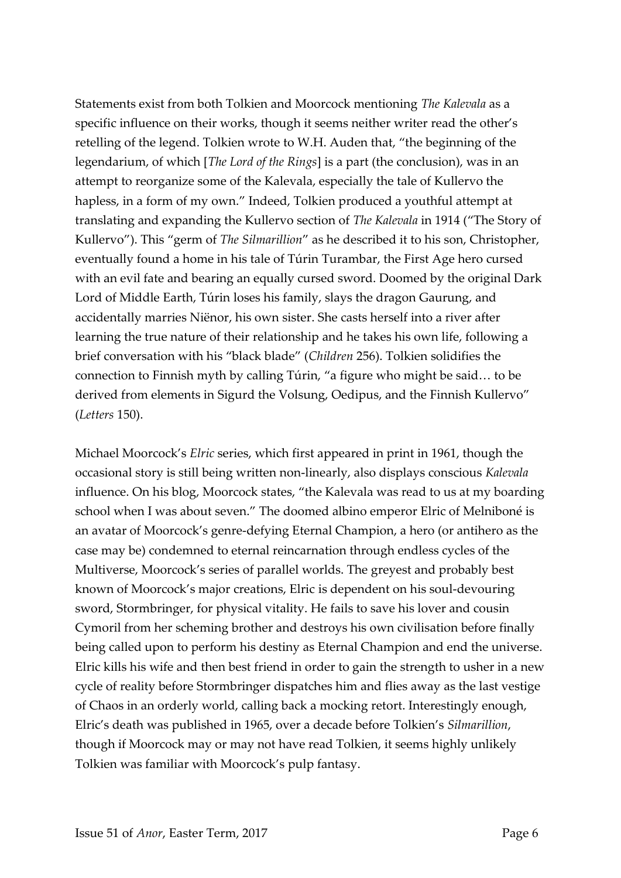Statements exist from both Tolkien and Moorcock mentioning *The Kalevala* as a specific influence on their works, though it seems neither writer read the other's retelling of the legend. Tolkien wrote to W.H. Auden that, "the beginning of the legendarium, of which [*The Lord of the Rings*] is a part (the conclusion), was in an attempt to reorganize some of the Kalevala, especially the tale of Kullervo the hapless, in a form of my own." Indeed, Tolkien produced a youthful attempt at translating and expanding the Kullervo section of *The Kalevala* in 1914 ("The Story of Kullervo"). This "germ of *The Silmarillion*" as he described it to his son, Christopher, eventually found a home in his tale of Túrin Turambar, the First Age hero cursed with an evil fate and bearing an equally cursed sword. Doomed by the original Dark Lord of Middle Earth, Túrin loses his family, slays the dragon Gaurung, and accidentally marries Niënor, his own sister. She casts herself into a river after learning the true nature of their relationship and he takes his own life, following a brief conversation with his "black blade" (*Children* 256). Tolkien solidifies the connection to Finnish myth by calling Túrin, "a figure who might be said… to be derived from elements in Sigurd the Volsung, Oedipus, and the Finnish Kullervo" (*Letters* 150).

Michael Moorcock's *Elric* series, which first appeared in print in 1961, though the occasional story is still being written non-linearly, also displays conscious *Kalevala* influence. On his blog, Moorcock states, "the Kalevala was read to us at my boarding school when I was about seven." The doomed albino emperor Elric of Melniboné is an avatar of Moorcock's genre-defying Eternal Champion, a hero (or antihero as the case may be) condemned to eternal reincarnation through endless cycles of the Multiverse, Moorcock's series of parallel worlds. The greyest and probably best known of Moorcock's major creations, Elric is dependent on his soul-devouring sword, Stormbringer, for physical vitality. He fails to save his lover and cousin Cymoril from her scheming brother and destroys his own civilisation before finally being called upon to perform his destiny as Eternal Champion and end the universe. Elric kills his wife and then best friend in order to gain the strength to usher in a new cycle of reality before Stormbringer dispatches him and flies away as the last vestige of Chaos in an orderly world, calling back a mocking retort. Interestingly enough, Elric's death was published in 1965, over a decade before Tolkien's *Silmarillion*, though if Moorcock may or may not have read Tolkien, it seems highly unlikely Tolkien was familiar with Moorcock's pulp fantasy.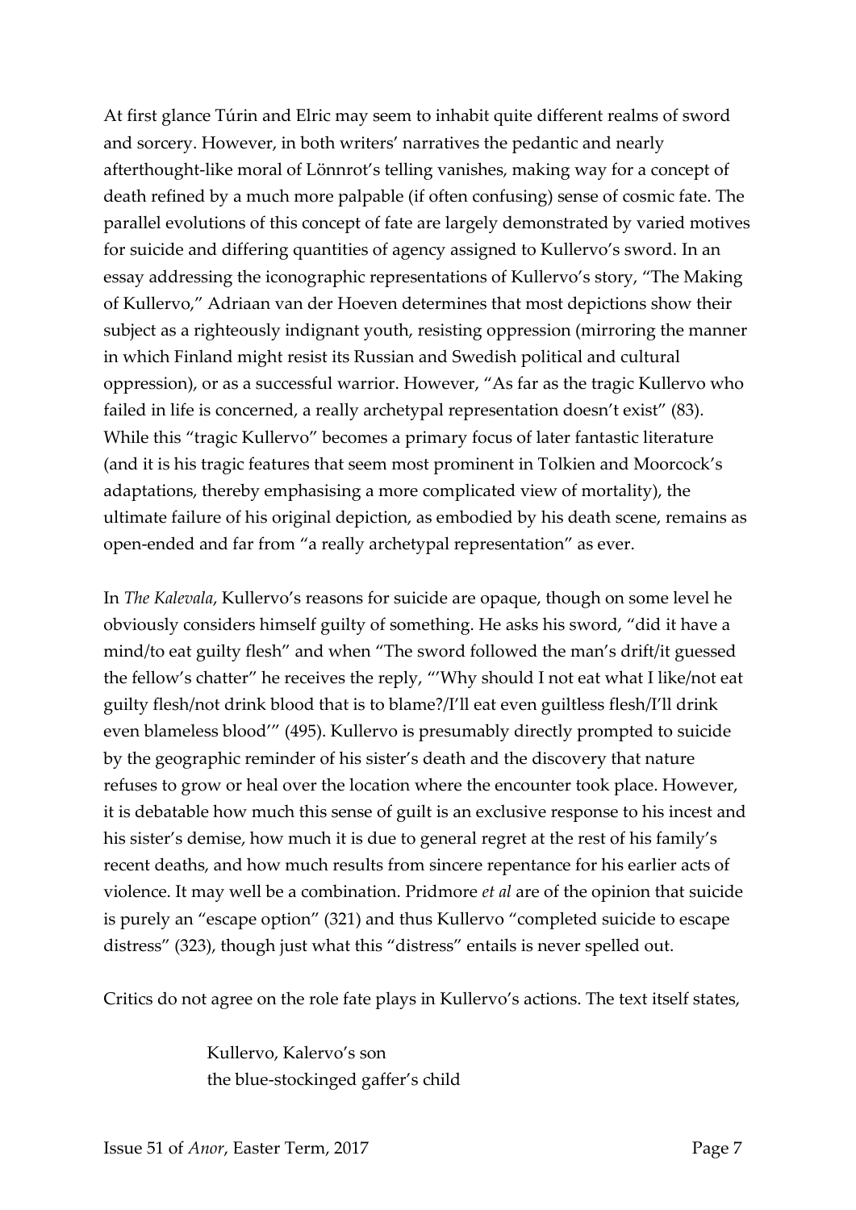At first glance Túrin and Elric may seem to inhabit quite different realms of sword and sorcery. However, in both writers' narratives the pedantic and nearly afterthought-like moral of Lönnrot's telling vanishes, making way for a concept of death refined by a much more palpable (if often confusing) sense of cosmic fate. The parallel evolutions of this concept of fate are largely demonstrated by varied motives for suicide and differing quantities of agency assigned to Kullervo's sword. In an essay addressing the iconographic representations of Kullervo's story, "The Making of Kullervo," Adriaan van der Hoeven determines that most depictions show their subject as a righteously indignant youth, resisting oppression (mirroring the manner in which Finland might resist its Russian and Swedish political and cultural oppression), or as a successful warrior. However, "As far as the tragic Kullervo who failed in life is concerned, a really archetypal representation doesn't exist" (83). While this "tragic Kullervo" becomes a primary focus of later fantastic literature (and it is his tragic features that seem most prominent in Tolkien and Moorcock's adaptations, thereby emphasising a more complicated view of mortality), the ultimate failure of his original depiction, as embodied by his death scene, remains as open-ended and far from "a really archetypal representation" as ever.

In *The Kalevala*, Kullervo's reasons for suicide are opaque, though on some level he obviously considers himself guilty of something. He asks his sword, "did it have a mind/to eat guilty flesh" and when "The sword followed the man's drift/it guessed the fellow's chatter" he receives the reply, "'Why should I not eat what I like/not eat guilty flesh/not drink blood that is to blame?/I'll eat even guiltless flesh/I'll drink even blameless blood'" (495). Kullervo is presumably directly prompted to suicide by the geographic reminder of his sister's death and the discovery that nature refuses to grow or heal over the location where the encounter took place. However, it is debatable how much this sense of guilt is an exclusive response to his incest and his sister's demise, how much it is due to general regret at the rest of his family's recent deaths, and how much results from sincere repentance for his earlier acts of violence. It may well be a combination. Pridmore *et al* are of the opinion that suicide is purely an "escape option" (321) and thus Kullervo "completed suicide to escape distress" (323), though just what this "distress" entails is never spelled out.

Critics do not agree on the role fate plays in Kullervo's actions. The text itself states,

> Kullervo, Kalervo's son
> the blue-stockinged gaffer's child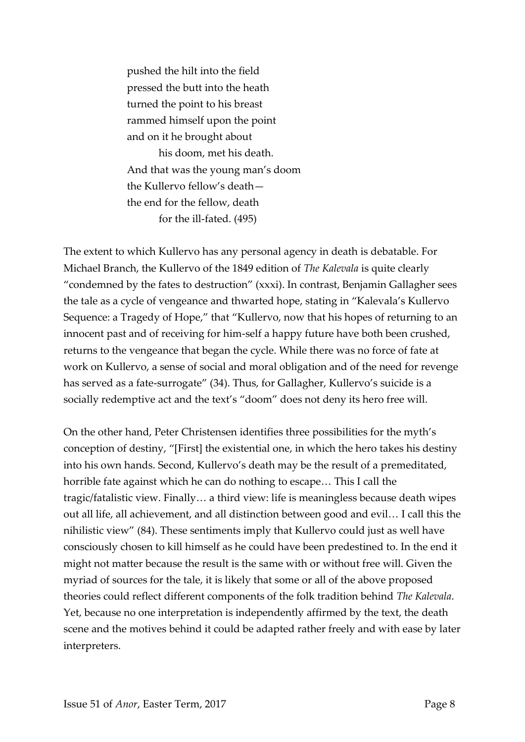pushed the hilt into the field
pressed the butt into the heath
turned the point to his breast
rammed himself upon the point
and on it he brought about
    his doom, met his death.
And that was the young man's doom
the Kullervo fellow's death—
the end for the fellow, death
    for the ill-fated. (495)

The extent to which Kullervo has any personal agency in death is debatable. For Michael Branch, the Kullervo of the 1849 edition of *The Kalevala* is quite clearly "condemned by the fates to destruction" (xxxi). In contrast, Benjamin Gallagher sees the tale as a cycle of vengeance and thwarted hope, stating in "Kalevala's Kullervo Sequence: a Tragedy of Hope," that "Kullervo, now that his hopes of returning to an innocent past and of receiving for him-self a happy future have both been crushed, returns to the vengeance that began the cycle. While there was no force of fate at work on Kullervo, a sense of social and moral obligation and of the need for revenge has served as a fate-surrogate" (34). Thus, for Gallagher, Kullervo's suicide is a socially redemptive act and the text's "doom" does not deny its hero free will.

On the other hand, Peter Christensen identifies three possibilities for the myth's conception of destiny, "[First] the existential one, in which the hero takes his destiny into his own hands. Second, Kullervo's death may be the result of a premeditated, horrible fate against which he can do nothing to escape… This I call the tragic/fatalistic view. Finally… a third view: life is meaningless because death wipes out all life, all achievement, and all distinction between good and evil… I call this the nihilistic view" (84). These sentiments imply that Kullervo could just as well have consciously chosen to kill himself as he could have been predestined to. In the end it might not matter because the result is the same with or without free will. Given the myriad of sources for the tale, it is likely that some or all of the above proposed theories could reflect different components of the folk tradition behind *The Kalevala*. Yet, because no one interpretation is independently affirmed by the text, the death scene and the motives behind it could be adapted rather freely and with ease by later interpreters.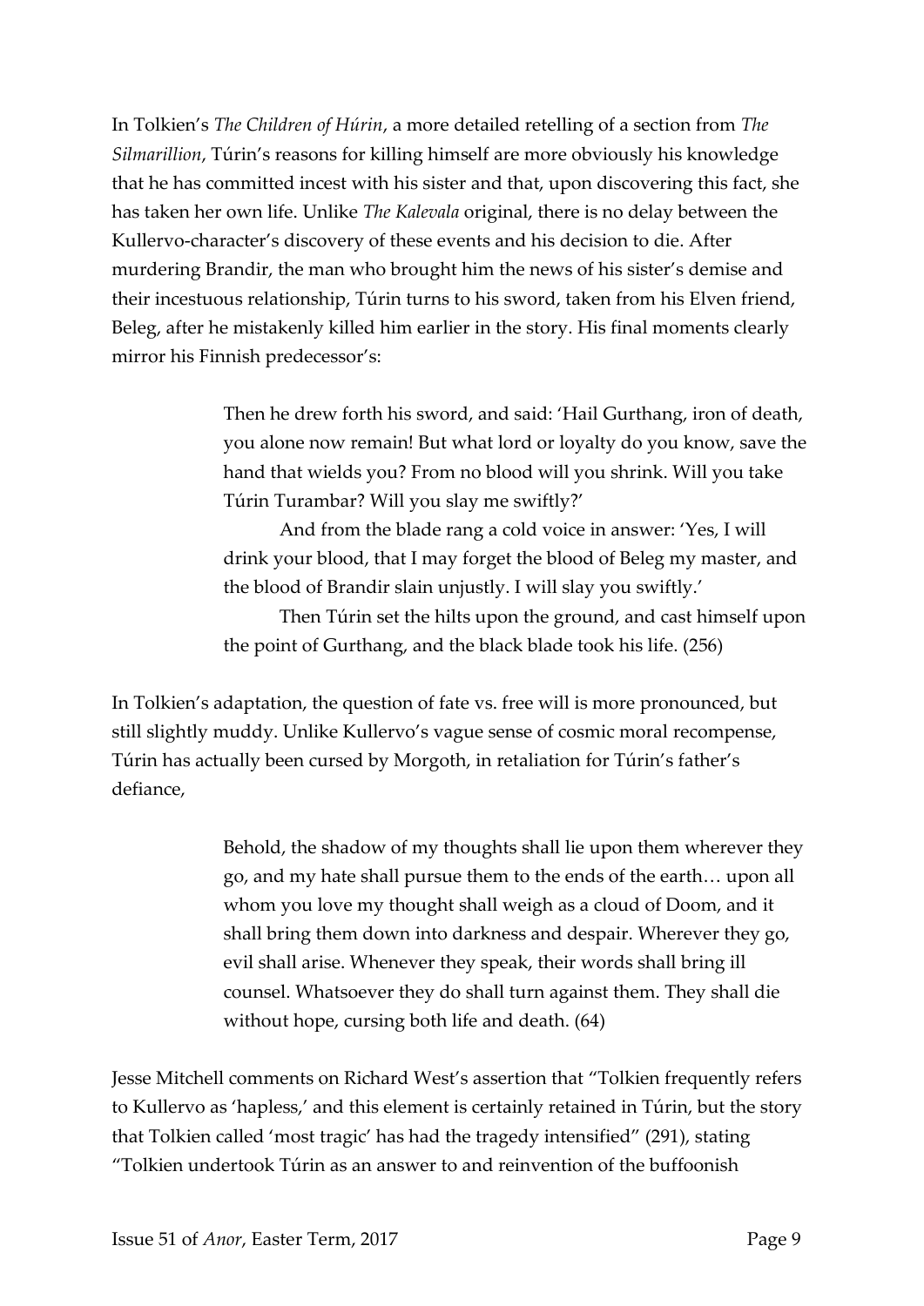In Tolkien's *The Children of Húrin*, a more detailed retelling of a section from *The Silmarillion*, Túrin's reasons for killing himself are more obviously his knowledge that he has committed incest with his sister and that, upon discovering this fact, she has taken her own life. Unlike *The Kalevala* original, there is no delay between the Kullervo-character's discovery of these events and his decision to die. After murdering Brandir, the man who brought him the news of his sister's demise and their incestuous relationship, Túrin turns to his sword, taken from his Elven friend, Beleg, after he mistakenly killed him earlier in the story. His final moments clearly mirror his Finnish predecessor's:

> Then he drew forth his sword, and said: 'Hail Gurthang, iron of death, you alone now remain! But what lord or loyalty do you know, save the hand that wields you? From no blood will you shrink. Will you take Túrin Turambar? Will you slay me swiftly?'
>
> And from the blade rang a cold voice in answer: 'Yes, I will drink your blood, that I may forget the blood of Beleg my master, and the blood of Brandir slain unjustly. I will slay you swiftly.'
>
> Then Túrin set the hilts upon the ground, and cast himself upon the point of Gurthang, and the black blade took his life. (256)

In Tolkien's adaptation, the question of fate vs. free will is more pronounced, but still slightly muddy. Unlike Kullervo's vague sense of cosmic moral recompense, Túrin has actually been cursed by Morgoth, in retaliation for Túrin's father's defiance,

> Behold, the shadow of my thoughts shall lie upon them wherever they go, and my hate shall pursue them to the ends of the earth… upon all whom you love my thought shall weigh as a cloud of Doom, and it shall bring them down into darkness and despair. Wherever they go, evil shall arise. Whenever they speak, their words shall bring ill counsel. Whatsoever they do shall turn against them. They shall die without hope, cursing both life and death. (64)

Jesse Mitchell comments on Richard West's assertion that "Tolkien frequently refers to Kullervo as 'hapless,' and this element is certainly retained in Túrin, but the story that Tolkien called 'most tragic' has had the tragedy intensified" (291), stating "Tolkien undertook Túrin as an answer to and reinvention of the buffoonish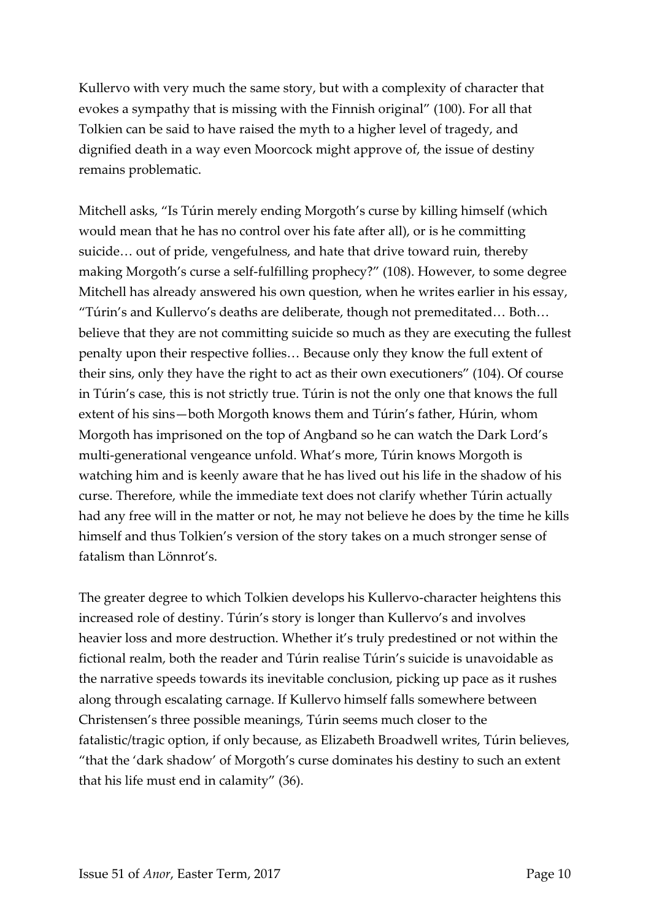Kullervo with very much the same story, but with a complexity of character that evokes a sympathy that is missing with the Finnish original" (100). For all that Tolkien can be said to have raised the myth to a higher level of tragedy, and dignified death in a way even Moorcock might approve of, the issue of destiny remains problematic.

Mitchell asks, "Is Túrin merely ending Morgoth's curse by killing himself (which would mean that he has no control over his fate after all), or is he committing suicide… out of pride, vengefulness, and hate that drive toward ruin, thereby making Morgoth's curse a self-fulfilling prophecy?" (108). However, to some degree Mitchell has already answered his own question, when he writes earlier in his essay, "Túrin's and Kullervo's deaths are deliberate, though not premeditated… Both… believe that they are not committing suicide so much as they are executing the fullest penalty upon their respective follies… Because only they know the full extent of their sins, only they have the right to act as their own executioners" (104). Of course in Túrin's case, this is not strictly true. Túrin is not the only one that knows the full extent of his sins—both Morgoth knows them and Túrin's father, Húrin, whom Morgoth has imprisoned on the top of Angband so he can watch the Dark Lord's multi-generational vengeance unfold. What's more, Túrin knows Morgoth is watching him and is keenly aware that he has lived out his life in the shadow of his curse. Therefore, while the immediate text does not clarify whether Túrin actually had any free will in the matter or not, he may not believe he does by the time he kills himself and thus Tolkien's version of the story takes on a much stronger sense of fatalism than Lönnrot's.

The greater degree to which Tolkien develops his Kullervo-character heightens this increased role of destiny. Túrin's story is longer than Kullervo's and involves heavier loss and more destruction. Whether it's truly predestined or not within the fictional realm, both the reader and Túrin realise Túrin's suicide is unavoidable as the narrative speeds towards its inevitable conclusion, picking up pace as it rushes along through escalating carnage. If Kullervo himself falls somewhere between Christensen's three possible meanings, Túrin seems much closer to the fatalistic/tragic option, if only because, as Elizabeth Broadwell writes, Túrin believes, "that the 'dark shadow' of Morgoth's curse dominates his destiny to such an extent that his life must end in calamity" (36).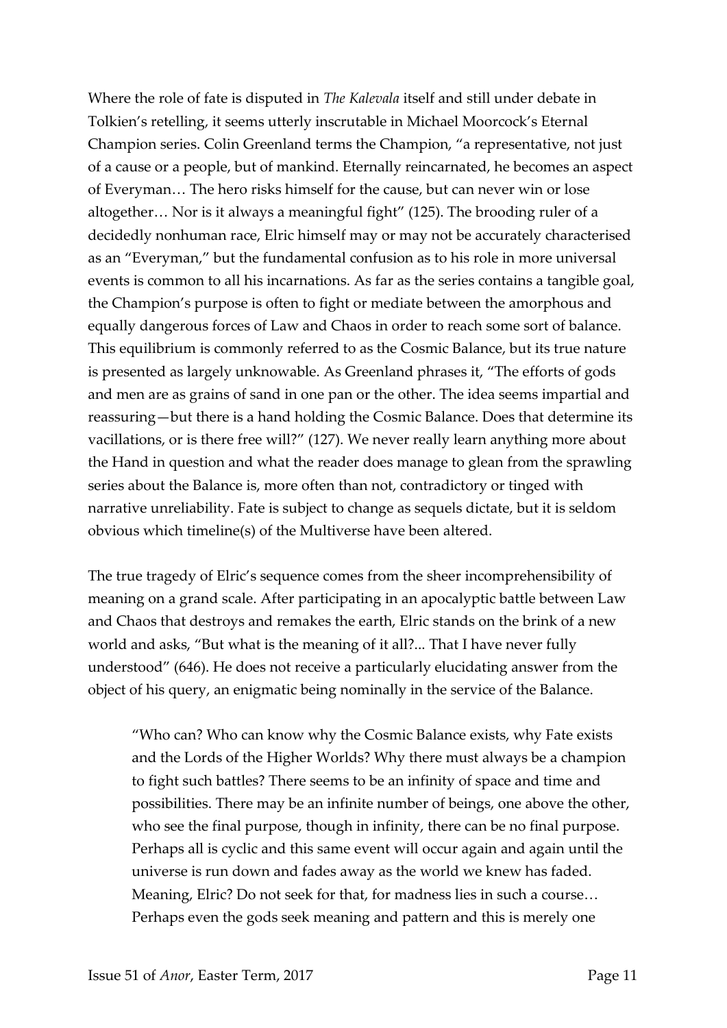Where the role of fate is disputed in *The Kalevala* itself and still under debate in Tolkien's retelling, it seems utterly inscrutable in Michael Moorcock's Eternal Champion series. Colin Greenland terms the Champion, "a representative, not just of a cause or a people, but of mankind. Eternally reincarnated, he becomes an aspect of Everyman… The hero risks himself for the cause, but can never win or lose altogether… Nor is it always a meaningful fight" (125). The brooding ruler of a decidedly nonhuman race, Elric himself may or may not be accurately characterised as an "Everyman," but the fundamental confusion as to his role in more universal events is common to all his incarnations. As far as the series contains a tangible goal, the Champion's purpose is often to fight or mediate between the amorphous and equally dangerous forces of Law and Chaos in order to reach some sort of balance. This equilibrium is commonly referred to as the Cosmic Balance, but its true nature is presented as largely unknowable. As Greenland phrases it, "The efforts of gods and men are as grains of sand in one pan or the other. The idea seems impartial and reassuring—but there is a hand holding the Cosmic Balance. Does that determine its vacillations, or is there free will?" (127). We never really learn anything more about the Hand in question and what the reader does manage to glean from the sprawling series about the Balance is, more often than not, contradictory or tinged with narrative unreliability. Fate is subject to change as sequels dictate, but it is seldom obvious which timeline(s) of the Multiverse have been altered.

The true tragedy of Elric's sequence comes from the sheer incomprehensibility of meaning on a grand scale. After participating in an apocalyptic battle between Law and Chaos that destroys and remakes the earth, Elric stands on the brink of a new world and asks, "But what is the meaning of it all?... That I have never fully understood" (646). He does not receive a particularly elucidating answer from the object of his query, an enigmatic being nominally in the service of the Balance.

> "Who can? Who can know why the Cosmic Balance exists, why Fate exists and the Lords of the Higher Worlds? Why there must always be a champion to fight such battles? There seems to be an infinity of space and time and possibilities. There may be an infinite number of beings, one above the other, who see the final purpose, though in infinity, there can be no final purpose. Perhaps all is cyclic and this same event will occur again and again until the universe is run down and fades away as the world we knew has faded. Meaning, Elric? Do not seek for that, for madness lies in such a course… Perhaps even the gods seek meaning and pattern and this is merely one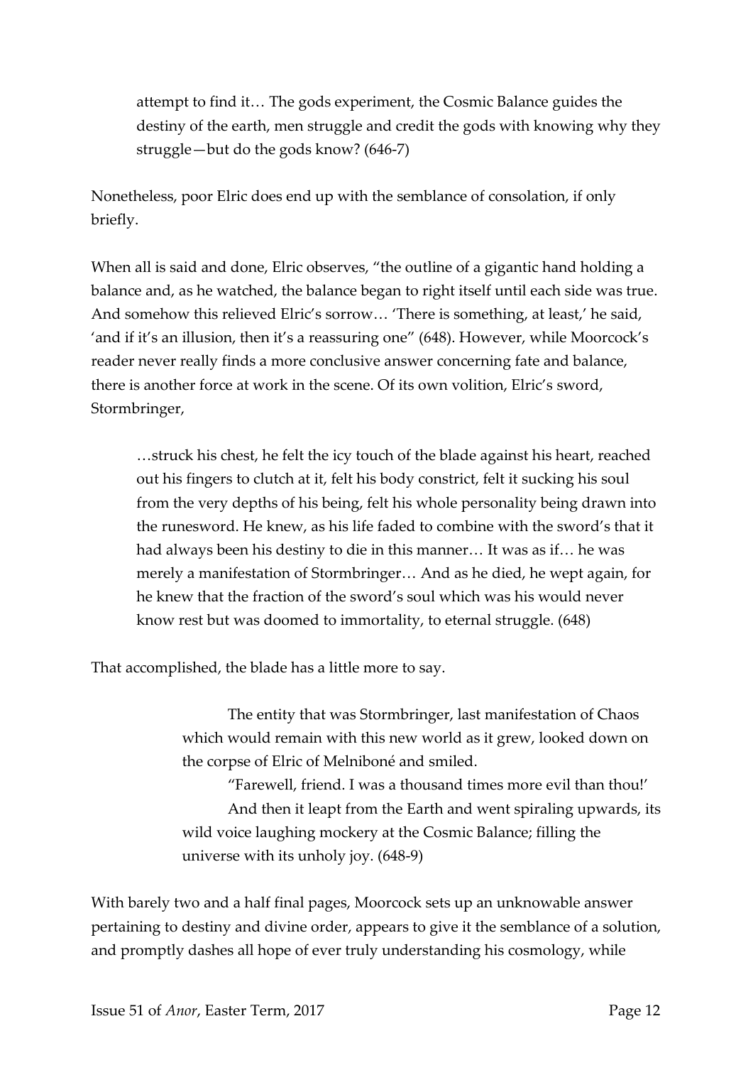> attempt to find it… The gods experiment, the Cosmic Balance guides the destiny of the earth, men struggle and credit the gods with knowing why they struggle—but do the gods know? (646-7)

Nonetheless, poor Elric does end up with the semblance of consolation, if only briefly.

When all is said and done, Elric observes, "the outline of a gigantic hand holding a balance and, as he watched, the balance began to right itself until each side was true. And somehow this relieved Elric's sorrow… 'There is something, at least,' he said, 'and if it's an illusion, then it's a reassuring one" (648). However, while Moorcock's reader never really finds a more conclusive answer concerning fate and balance, there is another force at work in the scene. Of its own volition, Elric's sword, Stormbringer,

> …struck his chest, he felt the icy touch of the blade against his heart, reached out his fingers to clutch at it, felt his body constrict, felt it sucking his soul from the very depths of his being, felt his whole personality being drawn into the runesword. He knew, as his life faded to combine with the sword's that it had always been his destiny to die in this manner… It was as if… he was merely a manifestation of Stormbringer… And as he died, he wept again, for he knew that the fraction of the sword's soul which was his would never know rest but was doomed to immortality, to eternal struggle. (648)

That accomplished, the blade has a little more to say.

> The entity that was Stormbringer, last manifestation of Chaos which would remain with this new world as it grew, looked down on the corpse of Elric of Melniboné and smiled.
>
> "Farewell, friend. I was a thousand times more evil than thou!'
>
> And then it leapt from the Earth and went spiraling upwards, its wild voice laughing mockery at the Cosmic Balance; filling the universe with its unholy joy. (648-9)

With barely two and a half final pages, Moorcock sets up an unknowable answer pertaining to destiny and divine order, appears to give it the semblance of a solution, and promptly dashes all hope of ever truly understanding his cosmology, while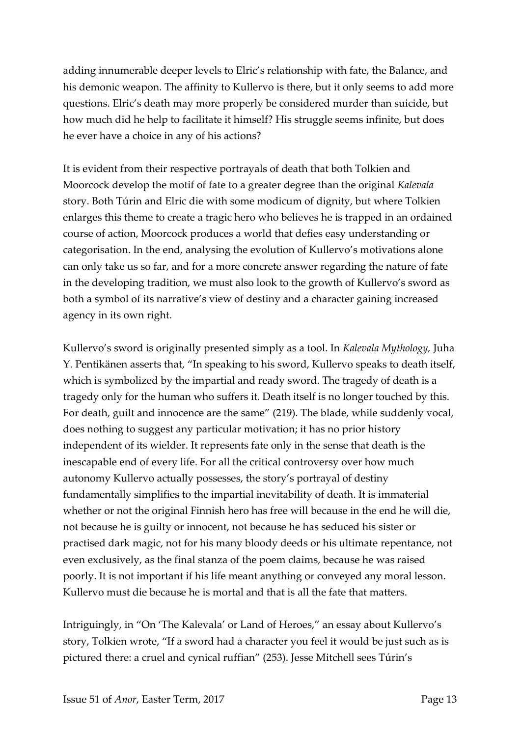adding innumerable deeper levels to Elric's relationship with fate, the Balance, and his demonic weapon. The affinity to Kullervo is there, but it only seems to add more questions. Elric's death may more properly be considered murder than suicide, but how much did he help to facilitate it himself? His struggle seems infinite, but does he ever have a choice in any of his actions?

It is evident from their respective portrayals of death that both Tolkien and Moorcock develop the motif of fate to a greater degree than the original *Kalevala* story. Both Túrin and Elric die with some modicum of dignity, but where Tolkien enlarges this theme to create a tragic hero who believes he is trapped in an ordained course of action, Moorcock produces a world that defies easy understanding or categorisation. In the end, analysing the evolution of Kullervo's motivations alone can only take us so far, and for a more concrete answer regarding the nature of fate in the developing tradition, we must also look to the growth of Kullervo's sword as both a symbol of its narrative's view of destiny and a character gaining increased agency in its own right.

Kullervo's sword is originally presented simply as a tool. In *Kalevala Mythology,* Juha Y. Pentikänen asserts that, "In speaking to his sword, Kullervo speaks to death itself, which is symbolized by the impartial and ready sword. The tragedy of death is a tragedy only for the human who suffers it. Death itself is no longer touched by this. For death, guilt and innocence are the same" (219). The blade, while suddenly vocal, does nothing to suggest any particular motivation; it has no prior history independent of its wielder. It represents fate only in the sense that death is the inescapable end of every life. For all the critical controversy over how much autonomy Kullervo actually possesses, the story's portrayal of destiny fundamentally simplifies to the impartial inevitability of death. It is immaterial whether or not the original Finnish hero has free will because in the end he will die, not because he is guilty or innocent, not because he has seduced his sister or practised dark magic, not for his many bloody deeds or his ultimate repentance, not even exclusively, as the final stanza of the poem claims, because he was raised poorly. It is not important if his life meant anything or conveyed any moral lesson. Kullervo must die because he is mortal and that is all the fate that matters.

Intriguingly, in "On 'The Kalevala' or Land of Heroes," an essay about Kullervo's story, Tolkien wrote, "If a sword had a character you feel it would be just such as is pictured there: a cruel and cynical ruffian" (253). Jesse Mitchell sees Túrin's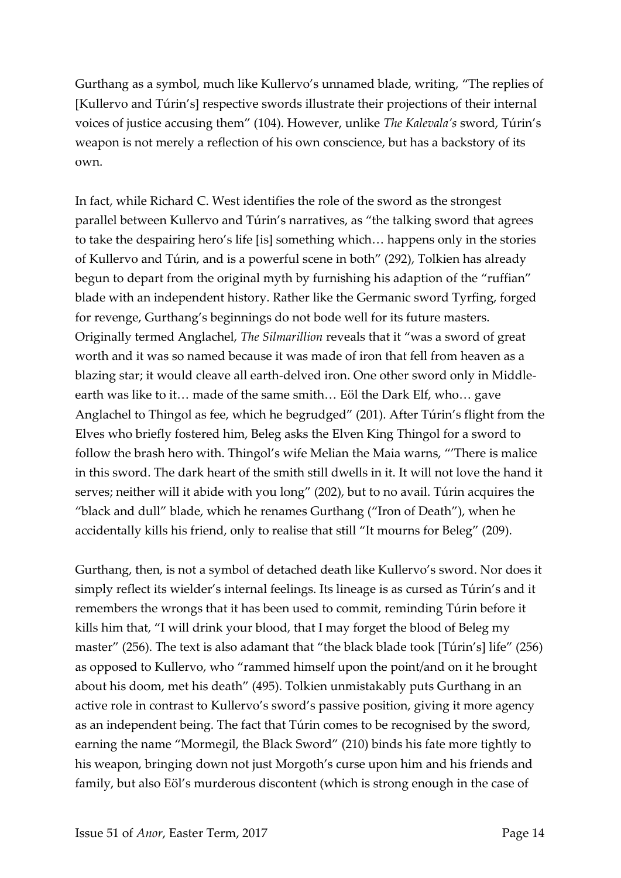Gurthang as a symbol, much like Kullervo's unnamed blade, writing, "The replies of [Kullervo and Túrin's] respective swords illustrate their projections of their internal voices of justice accusing them" (104). However, unlike *The Kalevala's* sword, Túrin's weapon is not merely a reflection of his own conscience, but has a backstory of its own.

In fact, while Richard C. West identifies the role of the sword as the strongest parallel between Kullervo and Túrin's narratives, as "the talking sword that agrees to take the despairing hero's life [is] something which… happens only in the stories of Kullervo and Túrin, and is a powerful scene in both" (292), Tolkien has already begun to depart from the original myth by furnishing his adaption of the "ruffian" blade with an independent history. Rather like the Germanic sword Tyrfing, forged for revenge, Gurthang's beginnings do not bode well for its future masters. Originally termed Anglachel, *The Silmarillion* reveals that it "was a sword of great worth and it was so named because it was made of iron that fell from heaven as a blazing star; it would cleave all earth-delved iron. One other sword only in Middle-earth was like to it… made of the same smith… Eöl the Dark Elf, who… gave Anglachel to Thingol as fee, which he begrudged" (201). After Túrin's flight from the Elves who briefly fostered him, Beleg asks the Elven King Thingol for a sword to follow the brash hero with. Thingol's wife Melian the Maia warns, "'There is malice in this sword. The dark heart of the smith still dwells in it. It will not love the hand it serves; neither will it abide with you long" (202), but to no avail. Túrin acquires the "black and dull" blade, which he renames Gurthang ("Iron of Death"), when he accidentally kills his friend, only to realise that still "It mourns for Beleg" (209).

Gurthang, then, is not a symbol of detached death like Kullervo's sword. Nor does it simply reflect its wielder's internal feelings. Its lineage is as cursed as Túrin's and it remembers the wrongs that it has been used to commit, reminding Túrin before it kills him that, "I will drink your blood, that I may forget the blood of Beleg my master" (256). The text is also adamant that "the black blade took [Túrin's] life" (256) as opposed to Kullervo, who "rammed himself upon the point/and on it he brought about his doom, met his death" (495). Tolkien unmistakably puts Gurthang in an active role in contrast to Kullervo's sword's passive position, giving it more agency as an independent being. The fact that Túrin comes to be recognised by the sword, earning the name "Mormegil, the Black Sword" (210) binds his fate more tightly to his weapon, bringing down not just Morgoth's curse upon him and his friends and family, but also Eöl's murderous discontent (which is strong enough in the case of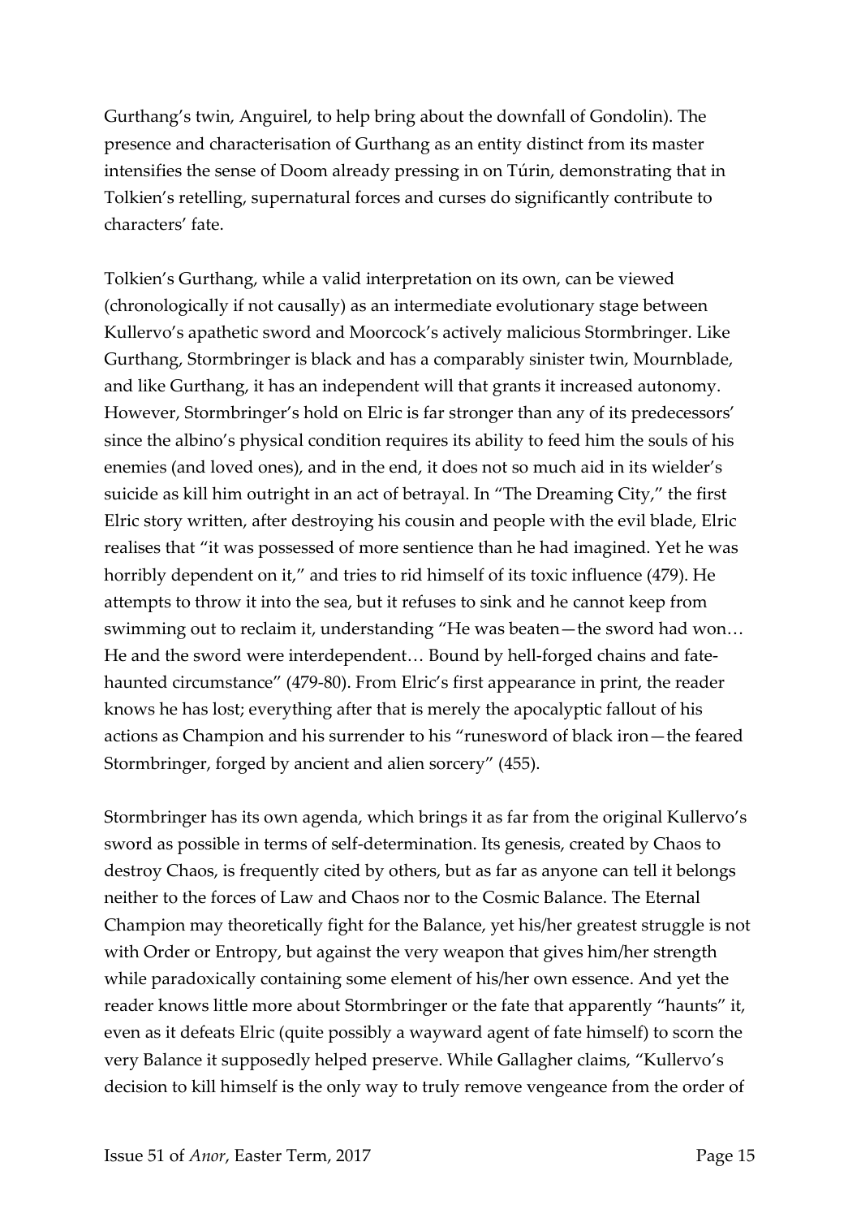Gurthang's twin, Anguirel, to help bring about the downfall of Gondolin). The presence and characterisation of Gurthang as an entity distinct from its master intensifies the sense of Doom already pressing in on Túrin, demonstrating that in Tolkien's retelling, supernatural forces and curses do significantly contribute to characters' fate.

Tolkien's Gurthang, while a valid interpretation on its own, can be viewed (chronologically if not causally) as an intermediate evolutionary stage between Kullervo's apathetic sword and Moorcock's actively malicious Stormbringer. Like Gurthang, Stormbringer is black and has a comparably sinister twin, Mournblade, and like Gurthang, it has an independent will that grants it increased autonomy. However, Stormbringer's hold on Elric is far stronger than any of its predecessors' since the albino's physical condition requires its ability to feed him the souls of his enemies (and loved ones), and in the end, it does not so much aid in its wielder's suicide as kill him outright in an act of betrayal. In "The Dreaming City," the first Elric story written, after destroying his cousin and people with the evil blade, Elric realises that "it was possessed of more sentience than he had imagined. Yet he was horribly dependent on it," and tries to rid himself of its toxic influence (479). He attempts to throw it into the sea, but it refuses to sink and he cannot keep from swimming out to reclaim it, understanding "He was beaten—the sword had won… He and the sword were interdependent… Bound by hell-forged chains and fate-haunted circumstance" (479-80). From Elric's first appearance in print, the reader knows he has lost; everything after that is merely the apocalyptic fallout of his actions as Champion and his surrender to his "runesword of black iron—the feared Stormbringer, forged by ancient and alien sorcery" (455).

Stormbringer has its own agenda, which brings it as far from the original Kullervo's sword as possible in terms of self-determination. Its genesis, created by Chaos to destroy Chaos, is frequently cited by others, but as far as anyone can tell it belongs neither to the forces of Law and Chaos nor to the Cosmic Balance. The Eternal Champion may theoretically fight for the Balance, yet his/her greatest struggle is not with Order or Entropy, but against the very weapon that gives him/her strength while paradoxically containing some element of his/her own essence. And yet the reader knows little more about Stormbringer or the fate that apparently "haunts" it, even as it defeats Elric (quite possibly a wayward agent of fate himself) to scorn the very Balance it supposedly helped preserve. While Gallagher claims, "Kullervo's decision to kill himself is the only way to truly remove vengeance from the order of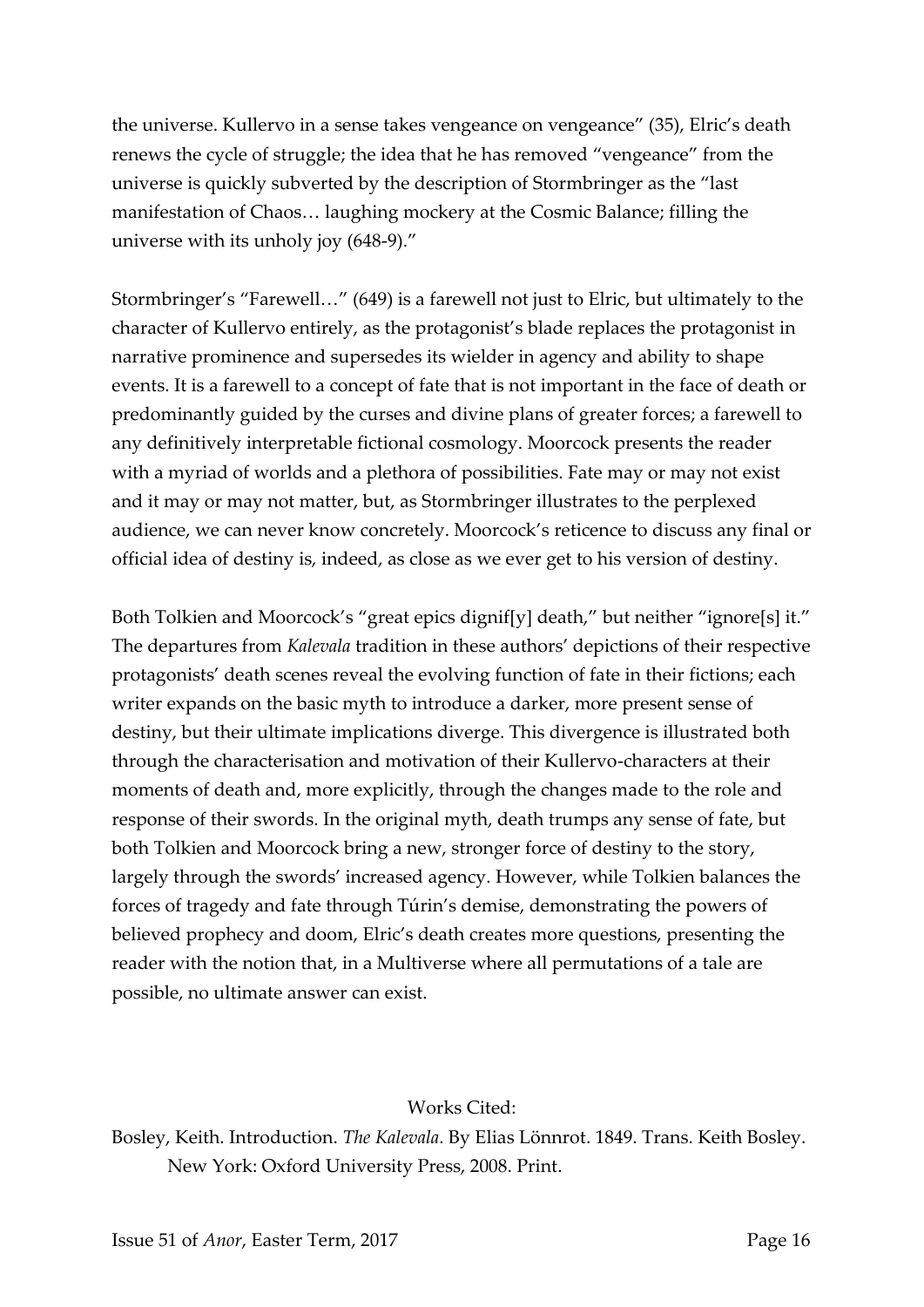the universe. Kullervo in a sense takes vengeance on vengeance" (35), Elric's death renews the cycle of struggle; the idea that he has removed "vengeance" from the universe is quickly subverted by the description of Stormbringer as the "last manifestation of Chaos… laughing mockery at the Cosmic Balance; filling the universe with its unholy joy (648-9)."

Stormbringer's "Farewell…" (649) is a farewell not just to Elric, but ultimately to the character of Kullervo entirely, as the protagonist's blade replaces the protagonist in narrative prominence and supersedes its wielder in agency and ability to shape events. It is a farewell to a concept of fate that is not important in the face of death or predominantly guided by the curses and divine plans of greater forces; a farewell to any definitively interpretable fictional cosmology. Moorcock presents the reader with a myriad of worlds and a plethora of possibilities. Fate may or may not exist and it may or may not matter, but, as Stormbringer illustrates to the perplexed audience, we can never know concretely. Moorcock's reticence to discuss any final or official idea of destiny is, indeed, as close as we ever get to his version of destiny.

Both Tolkien and Moorcock's "great epics dignif[y] death," but neither "ignore[s] it." The departures from *Kalevala* tradition in these authors' depictions of their respective protagonists' death scenes reveal the evolving function of fate in their fictions; each writer expands on the basic myth to introduce a darker, more present sense of destiny, but their ultimate implications diverge. This divergence is illustrated both through the characterisation and motivation of their Kullervo-characters at their moments of death and, more explicitly, through the changes made to the role and response of their swords. In the original myth, death trumps any sense of fate, but both Tolkien and Moorcock bring a new, stronger force of destiny to the story, largely through the swords' increased agency. However, while Tolkien balances the forces of tragedy and fate through Túrin's demise, demonstrating the powers of believed prophecy and doom, Elric's death creates more questions, presenting the reader with the notion that, in a Multiverse where all permutations of a tale are possible, no ultimate answer can exist.

Works Cited:

Bosley, Keith. Introduction. *The Kalevala*. By Elias Lönnrot. 1849. Trans. Keith Bosley. New York: Oxford University Press, 2008. Print.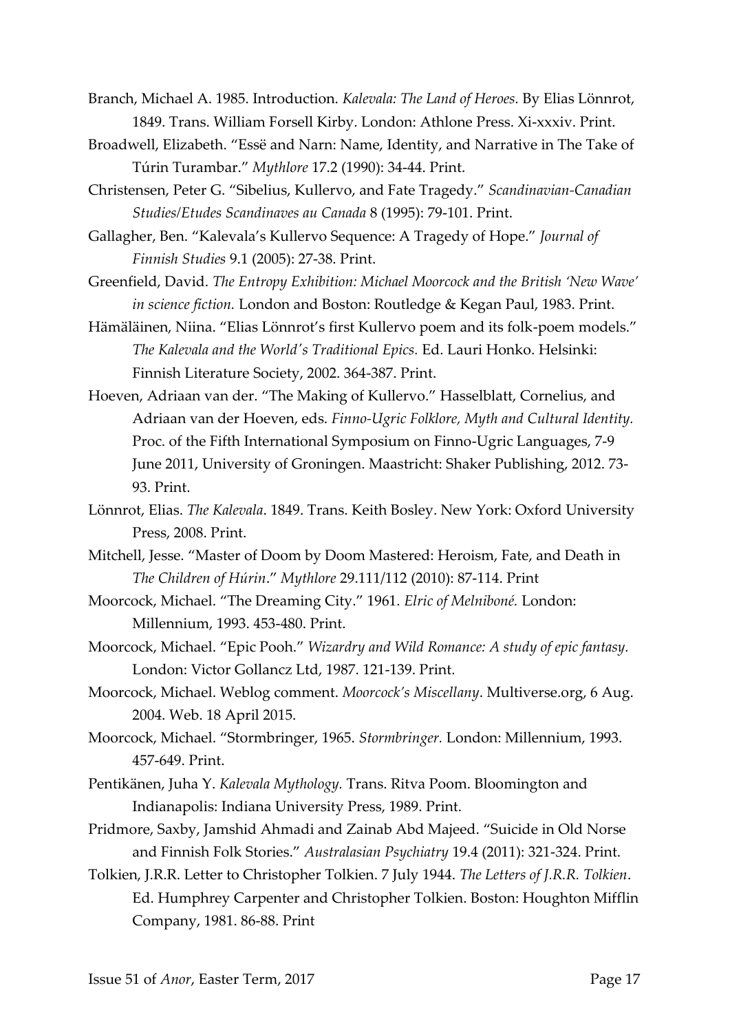Branch, Michael A. 1985. Introduction. *Kalevala: The Land of Heroes.* By Elias Lönnrot, 1849. Trans. William Forsell Kirby. London: Athlone Press. Xi-xxxiv. Print.

Broadwell, Elizabeth. "Essë and Narn: Name, Identity, and Narrative in The Take of Túrin Turambar." *Mythlore* 17.2 (1990): 34-44. Print.

Christensen, Peter G. "Sibelius, Kullervo, and Fate Tragedy." *Scandinavian-Canadian Studies/Etudes Scandinaves au Canada* 8 (1995): 79-101. Print.

Gallagher, Ben. "Kalevala's Kullervo Sequence: A Tragedy of Hope." *Journal of Finnish Studies* 9.1 (2005): 27-38. Print.

Greenfield, David. *The Entropy Exhibition: Michael Moorcock and the British 'New Wave' in science fiction.* London and Boston: Routledge & Kegan Paul, 1983. Print.

Hämäläinen, Niina. "Elias Lönnrot's first Kullervo poem and its folk-poem models." *The Kalevala and the World's Traditional Epics.* Ed. Lauri Honko. Helsinki: Finnish Literature Society, 2002. 364-387. Print.

Hoeven, Adriaan van der. "The Making of Kullervo." Hasselblatt, Cornelius, and Adriaan van der Hoeven, eds. *Finno-Ugric Folklore, Myth and Cultural Identity.* Proc. of the Fifth International Symposium on Finno-Ugric Languages, 7-9 June 2011, University of Groningen. Maastricht: Shaker Publishing, 2012. 73-93. Print.

Lönnrot, Elias. *The Kalevala*. 1849. Trans. Keith Bosley. New York: Oxford University Press, 2008. Print.

Mitchell, Jesse. "Master of Doom by Doom Mastered: Heroism, Fate, and Death in *The Children of Húrin*." *Mythlore* 29.111/112 (2010): 87-114. Print

Moorcock, Michael. "The Dreaming City." 1961. *Elric of Melniboné.* London: Millennium, 1993. 453-480. Print.

Moorcock, Michael. "Epic Pooh." *Wizardry and Wild Romance: A study of epic fantasy.* London: Victor Gollancz Ltd, 1987. 121-139. Print.

Moorcock, Michael. Weblog comment. *Moorcock's Miscellany*. Multiverse.org, 6 Aug. 2004. Web. 18 April 2015.

Moorcock, Michael. "Stormbringer, 1965. *Stormbringer.* London: Millennium, 1993. 457-649. Print.

Pentikänen, Juha Y. *Kalevala Mythology.* Trans. Ritva Poom. Bloomington and Indianapolis: Indiana University Press, 1989. Print.

Pridmore, Saxby, Jamshid Ahmadi and Zainab Abd Majeed. "Suicide in Old Norse and Finnish Folk Stories." *Australasian Psychiatry* 19.4 (2011): 321-324. Print.

Tolkien, J.R.R. Letter to Christopher Tolkien. 7 July 1944. *The Letters of J.R.R. Tolkien*. Ed. Humphrey Carpenter and Christopher Tolkien. Boston: Houghton Mifflin Company, 1981. 86-88. Print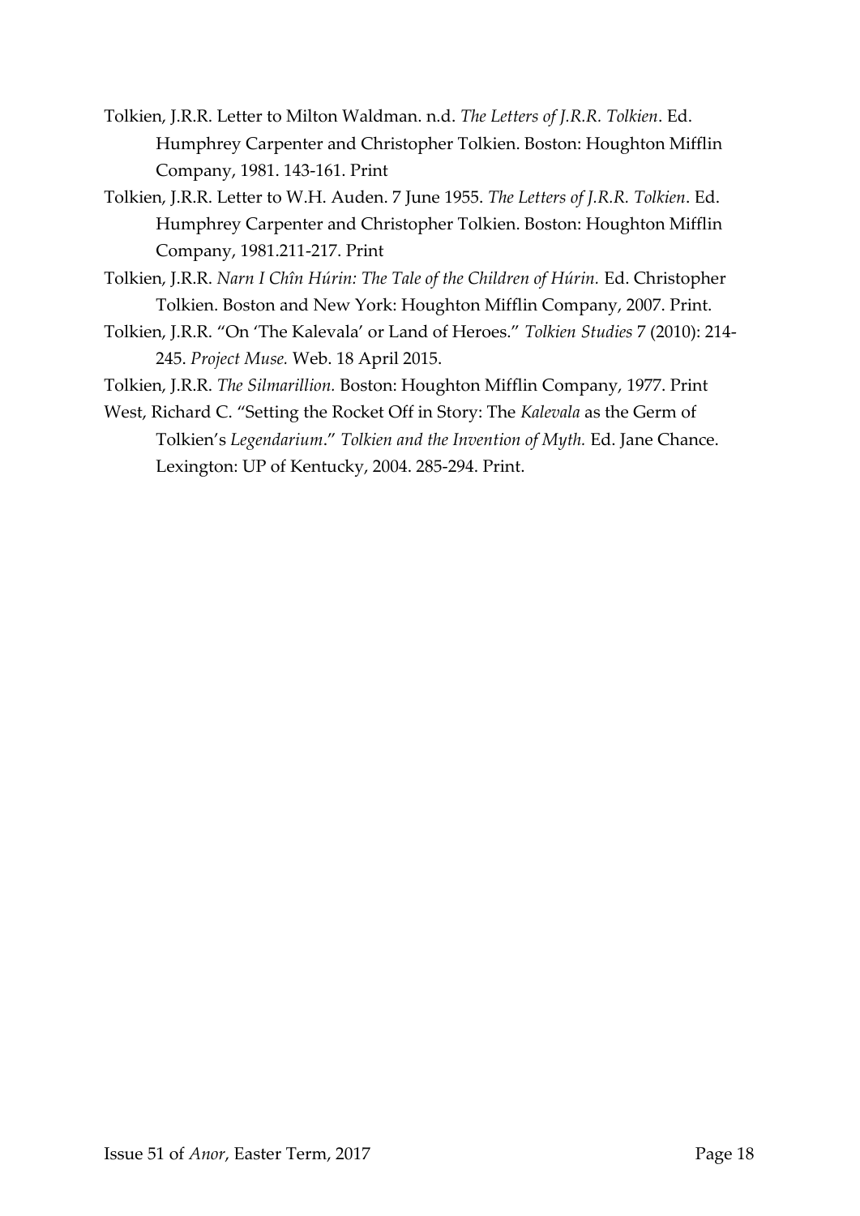Tolkien, J.R.R. Letter to Milton Waldman. n.d. *The Letters of J.R.R. Tolkien*. Ed. Humphrey Carpenter and Christopher Tolkien. Boston: Houghton Mifflin Company, 1981. 143-161. Print

Tolkien, J.R.R. Letter to W.H. Auden. 7 June 1955. *The Letters of J.R.R. Tolkien*. Ed. Humphrey Carpenter and Christopher Tolkien. Boston: Houghton Mifflin Company, 1981.211-217. Print

Tolkien, J.R.R. *Narn I Chîn Húrin: The Tale of the Children of Húrin.* Ed. Christopher Tolkien. Boston and New York: Houghton Mifflin Company, 2007. Print.

Tolkien, J.R.R. "On 'The Kalevala' or Land of Heroes." *Tolkien Studies* 7 (2010): 214-245. *Project Muse.* Web. 18 April 2015.

Tolkien, J.R.R. *The Silmarillion.* Boston: Houghton Mifflin Company, 1977. Print

West, Richard C. "Setting the Rocket Off in Story: The *Kalevala* as the Germ of Tolkien's *Legendarium*." *Tolkien and the Invention of Myth.* Ed. Jane Chance. Lexington: UP of Kentucky, 2004. 285-294. Print.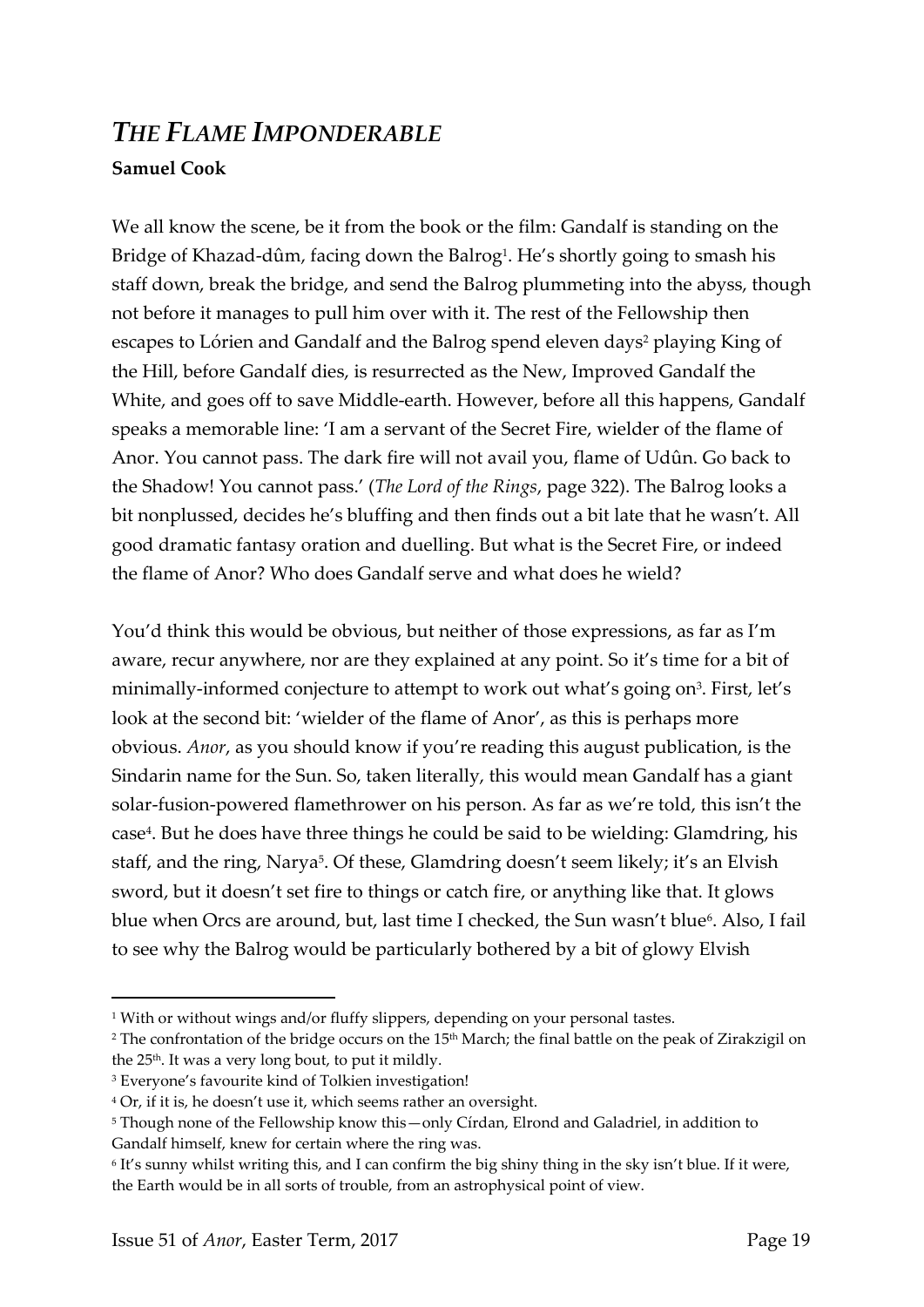# *THE FLAME IMPONDERABLE*

**Samuel Cook**

We all know the scene, be it from the book or the film: Gandalf is standing on the Bridge of Khazad-dûm, facing down the Balrog[1]. He's shortly going to smash his staff down, break the bridge, and send the Balrog plummeting into the abyss, though not before it manages to pull him over with it. The rest of the Fellowship then escapes to Lórien and Gandalf and the Balrog spend eleven days[2] playing King of the Hill, before Gandalf dies, is resurrected as the New, Improved Gandalf the White, and goes off to save Middle-earth. However, before all this happens, Gandalf speaks a memorable line: 'I am a servant of the Secret Fire, wielder of the flame of Anor. You cannot pass. The dark fire will not avail you, flame of Udûn. Go back to the Shadow! You cannot pass.' (*The Lord of the Rings*, page 322). The Balrog looks a bit nonplussed, decides he's bluffing and then finds out a bit late that he wasn't. All good dramatic fantasy oration and duelling. But what is the Secret Fire, or indeed the flame of Anor? Who does Gandalf serve and what does he wield?

You'd think this would be obvious, but neither of those expressions, as far as I'm aware, recur anywhere, nor are they explained at any point. So it's time for a bit of minimally-informed conjecture to attempt to work out what's going on[3]. First, let's look at the second bit: 'wielder of the flame of Anor', as this is perhaps more obvious. *Anor*, as you should know if you're reading this august publication, is the Sindarin name for the Sun. So, taken literally, this would mean Gandalf has a giant solar-fusion-powered flamethrower on his person. As far as we're told, this isn't the case[4]. But he does have three things he could be said to be wielding: Glamdring, his staff, and the ring, Narya[5]. Of these, Glamdring doesn't seem likely; it's an Elvish sword, but it doesn't set fire to things or catch fire, or anything like that. It glows blue when Orcs are around, but, last time I checked, the Sun wasn't blue[6]. Also, I fail to see why the Balrog would be particularly bothered by a bit of glowy Elvish

---

[1] With or without wings and/or fluffy slippers, depending on your personal tastes.

[2] The confrontation of the bridge occurs on the 15th March; the final battle on the peak of Zirakzigil on the 25th. It was a very long bout, to put it mildly.

[3] Everyone's favourite kind of Tolkien investigation!

[4] Or, if it is, he doesn't use it, which seems rather an oversight.

[5] Though none of the Fellowship know this—only Círdan, Elrond and Galadriel, in addition to Gandalf himself, knew for certain where the ring was.

[6] It's sunny whilst writing this, and I can confirm the big shiny thing in the sky isn't blue. If it were, the Earth would be in all sorts of trouble, from an astrophysical point of view.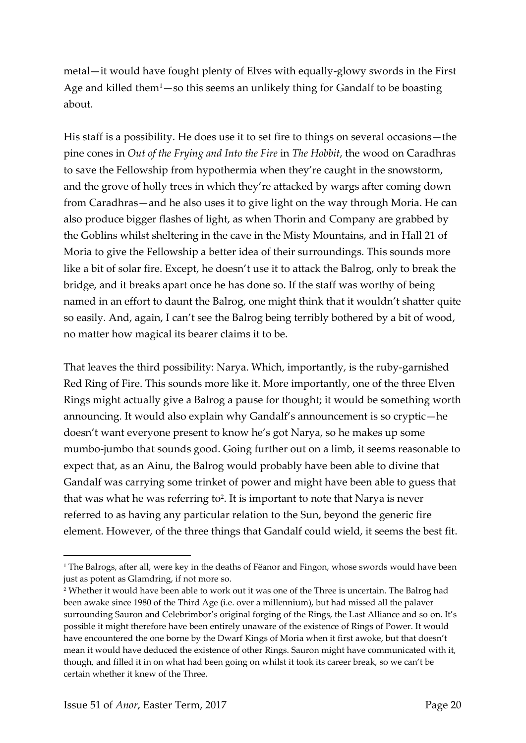metal—it would have fought plenty of Elves with equally-glowy swords in the First Age and killed them[1]—so this seems an unlikely thing for Gandalf to be boasting about.

His staff is a possibility. He does use it to set fire to things on several occasions—the pine cones in *Out of the Frying and Into the Fire* in *The Hobbit*, the wood on Caradhras to save the Fellowship from hypothermia when they're caught in the snowstorm, and the grove of holly trees in which they're attacked by wargs after coming down from Caradhras—and he also uses it to give light on the way through Moria. He can also produce bigger flashes of light, as when Thorin and Company are grabbed by the Goblins whilst sheltering in the cave in the Misty Mountains, and in Hall 21 of Moria to give the Fellowship a better idea of their surroundings. This sounds more like a bit of solar fire. Except, he doesn't use it to attack the Balrog, only to break the bridge, and it breaks apart once he has done so. If the staff was worthy of being named in an effort to daunt the Balrog, one might think that it wouldn't shatter quite so easily. And, again, I can't see the Balrog being terribly bothered by a bit of wood, no matter how magical its bearer claims it to be.

That leaves the third possibility: Narya. Which, importantly, is the ruby-garnished Red Ring of Fire. This sounds more like it. More importantly, one of the three Elven Rings might actually give a Balrog a pause for thought; it would be something worth announcing. It would also explain why Gandalf's announcement is so cryptic—he doesn't want everyone present to know he's got Narya, so he makes up some mumbo-jumbo that sounds good. Going further out on a limb, it seems reasonable to expect that, as an Ainu, the Balrog would probably have been able to divine that Gandalf was carrying some trinket of power and might have been able to guess that that was what he was referring to[2]. It is important to note that Narya is never referred to as having any particular relation to the Sun, beyond the generic fire element. However, of the three things that Gandalf could wield, it seems the best fit.

---

[1] The Balrogs, after all, were key in the deaths of Fëanor and Fingon, whose swords would have been just as potent as Glamdring, if not more so.

[2] Whether it would have been able to work out it was one of the Three is uncertain. The Balrog had been awake since 1980 of the Third Age (i.e. over a millennium), but had missed all the palaver surrounding Sauron and Celebrimbor's original forging of the Rings, the Last Alliance and so on. It's possible it might therefore have been entirely unaware of the existence of Rings of Power. It would have encountered the one borne by the Dwarf Kings of Moria when it first awoke, but that doesn't mean it would have deduced the existence of other Rings. Sauron might have communicated with it, though, and filled it in on what had been going on whilst it took its career break, so we can't be certain whether it knew of the Three.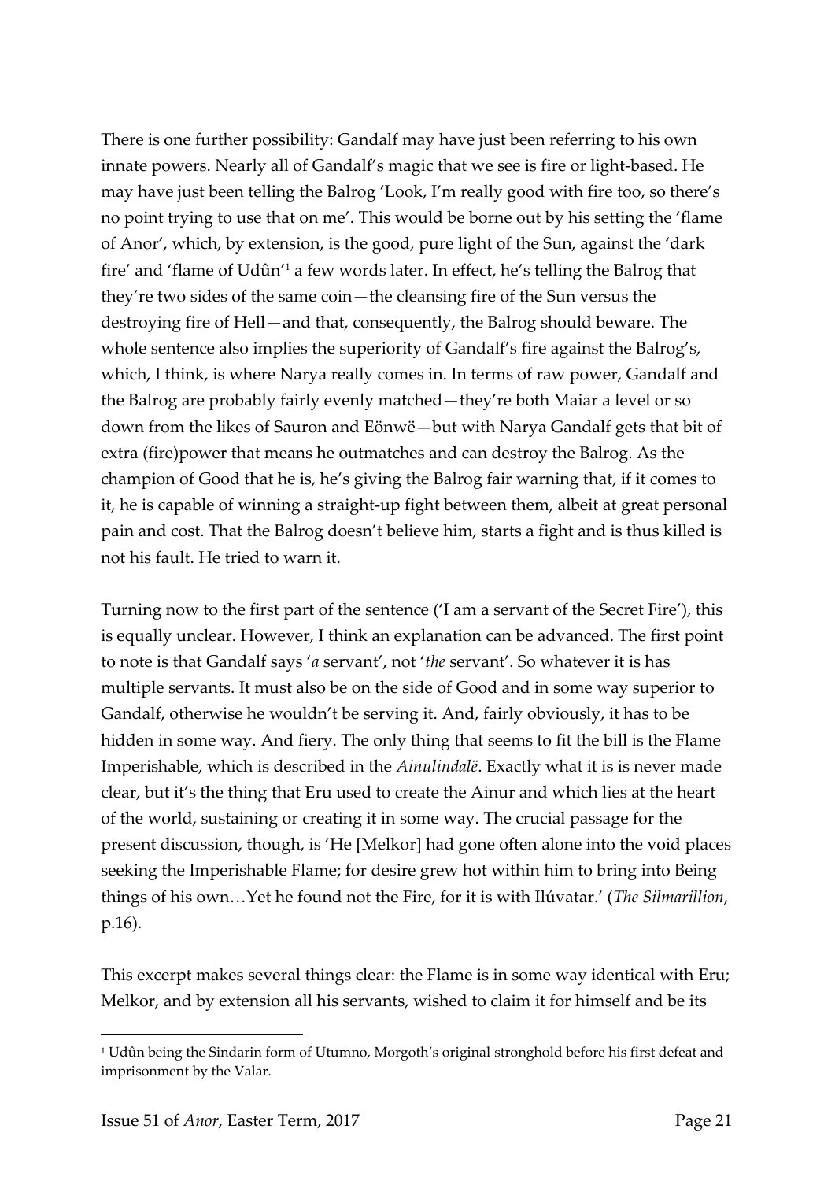There is one further possibility: Gandalf may have just been referring to his own innate powers. Nearly all of Gandalf's magic that we see is fire or light-based. He may have just been telling the Balrog 'Look, I'm really good with fire too, so there's no point trying to use that on me'. This would be borne out by his setting the 'flame of Anor', which, by extension, is the good, pure light of the Sun, against the 'dark fire' and 'flame of Udûn'[1] a few words later. In effect, he's telling the Balrog that they're two sides of the same coin—the cleansing fire of the Sun versus the destroying fire of Hell—and that, consequently, the Balrog should beware. The whole sentence also implies the superiority of Gandalf's fire against the Balrog's, which, I think, is where Narya really comes in. In terms of raw power, Gandalf and the Balrog are probably fairly evenly matched—they're both Maiar a level or so down from the likes of Sauron and Eönwë—but with Narya Gandalf gets that bit of extra (fire)power that means he outmatches and can destroy the Balrog. As the champion of Good that he is, he's giving the Balrog fair warning that, if it comes to it, he is capable of winning a straight-up fight between them, albeit at great personal pain and cost. That the Balrog doesn't believe him, starts a fight and is thus killed is not his fault. He tried to warn it.

Turning now to the first part of the sentence ('I am a servant of the Secret Fire'), this is equally unclear. However, I think an explanation can be advanced. The first point to note is that Gandalf says '*a* servant', not '*the* servant'. So whatever it is has multiple servants. It must also be on the side of Good and in some way superior to Gandalf, otherwise he wouldn't be serving it. And, fairly obviously, it has to be hidden in some way. And fiery. The only thing that seems to fit the bill is the Flame Imperishable, which is described in the *Ainulindalë*. Exactly what it is is never made clear, but it's the thing that Eru used to create the Ainur and which lies at the heart of the world, sustaining or creating it in some way. The crucial passage for the present discussion, though, is 'He [Melkor] had gone often alone into the void places seeking the Imperishable Flame; for desire grew hot within him to bring into Being things of his own…Yet he found not the Fire, for it is with Ilúvatar.' (*The Silmarillion*, p.16).

This excerpt makes several things clear: the Flame is in some way identical with Eru; Melkor, and by extension all his servants, wished to claim it for himself and be its

---

[1] Udûn being the Sindarin form of Utumno, Morgoth's original stronghold before his first defeat and imprisonment by the Valar.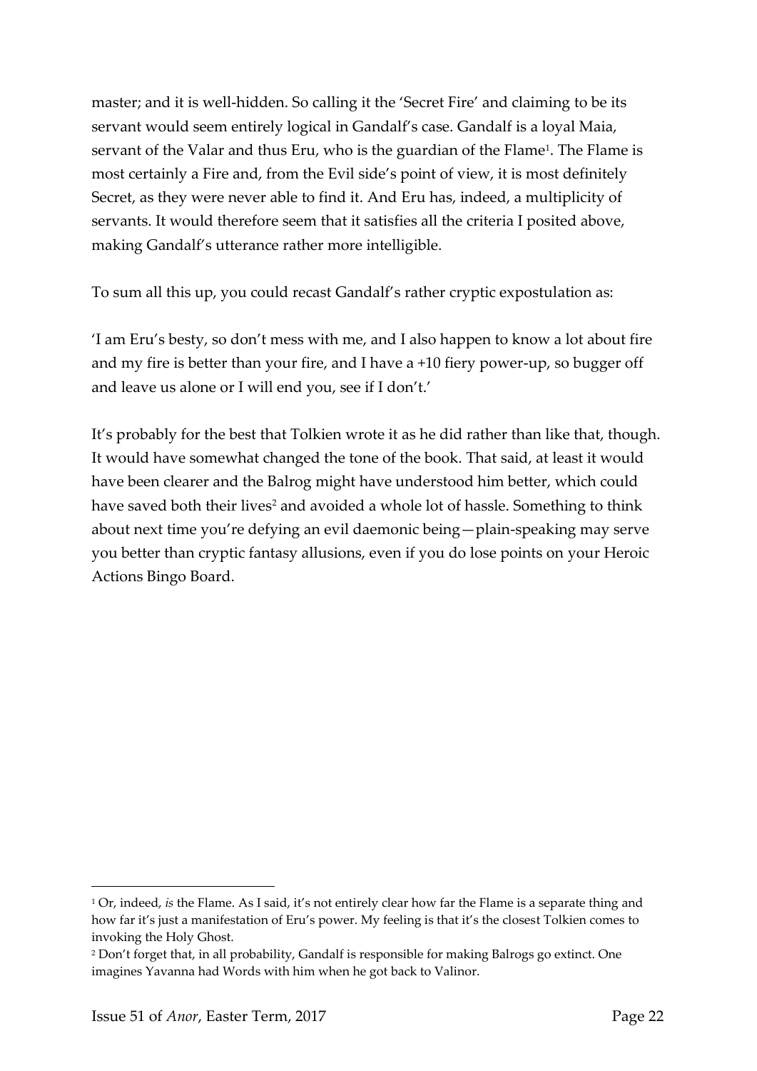master; and it is well-hidden. So calling it the 'Secret Fire' and claiming to be its servant would seem entirely logical in Gandalf's case. Gandalf is a loyal Maia, servant of the Valar and thus Eru, who is the guardian of the Flame[1]. The Flame is most certainly a Fire and, from the Evil side's point of view, it is most definitely Secret, as they were never able to find it. And Eru has, indeed, a multiplicity of servants. It would therefore seem that it satisfies all the criteria I posited above, making Gandalf's utterance rather more intelligible.

To sum all this up, you could recast Gandalf's rather cryptic expostulation as:

'I am Eru's besty, so don't mess with me, and I also happen to know a lot about fire and my fire is better than your fire, and I have a +10 fiery power-up, so bugger off and leave us alone or I will end you, see if I don't.'

It's probably for the best that Tolkien wrote it as he did rather than like that, though. It would have somewhat changed the tone of the book. That said, at least it would have been clearer and the Balrog might have understood him better, which could have saved both their lives[2] and avoided a whole lot of hassle. Something to think about next time you're defying an evil daemonic being—plain-speaking may serve you better than cryptic fantasy allusions, even if you do lose points on your Heroic Actions Bingo Board.

---

[1] Or, indeed, *is* the Flame. As I said, it's not entirely clear how far the Flame is a separate thing and how far it's just a manifestation of Eru's power. My feeling is that it's the closest Tolkien comes to invoking the Holy Ghost.

[2] Don't forget that, in all probability, Gandalf is responsible for making Balrogs go extinct. One imagines Yavanna had Words with him when he got back to Valinor.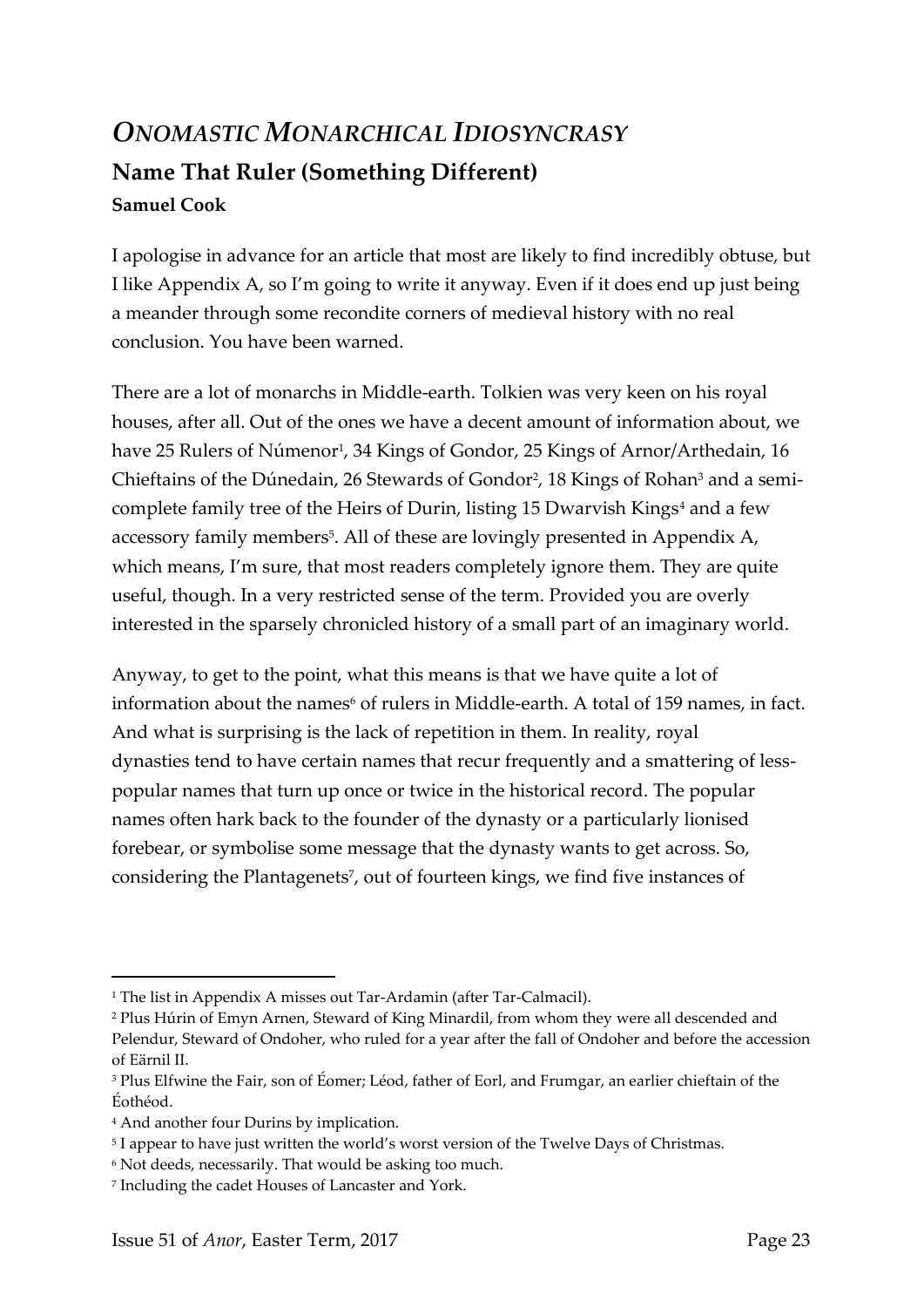# *ONOMASTIC MONARCHICAL IDIOSYNCRASY*

## Name That Ruler (Something Different)

**Samuel Cook**

I apologise in advance for an article that most are likely to find incredibly obtuse, but I like Appendix A, so I'm going to write it anyway. Even if it does end up just being a meander through some recondite corners of medieval history with no real conclusion. You have been warned.

There are a lot of monarchs in Middle-earth. Tolkien was very keen on his royal houses, after all. Out of the ones we have a decent amount of information about, we have 25 Rulers of Númenor[1], 34 Kings of Gondor, 25 Kings of Arnor/Arthedain, 16 Chieftains of the Dúnedain, 26 Stewards of Gondor[2], 18 Kings of Rohan[3] and a semi-complete family tree of the Heirs of Durin, listing 15 Dwarvish Kings[4] and a few accessory family members[5]. All of these are lovingly presented in Appendix A, which means, I'm sure, that most readers completely ignore them. They are quite useful, though. In a very restricted sense of the term. Provided you are overly interested in the sparsely chronicled history of a small part of an imaginary world.

Anyway, to get to the point, what this means is that we have quite a lot of information about the names[6] of rulers in Middle-earth. A total of 159 names, in fact. And what is surprising is the lack of repetition in them. In reality, royal dynasties tend to have certain names that recur frequently and a smattering of less-popular names that turn up once or twice in the historical record. The popular names often hark back to the founder of the dynasty or a particularly lionised forebear, or symbolise some message that the dynasty wants to get across. So, considering the Plantagenets[7], out of fourteen kings, we find five instances of

---

[1] The list in Appendix A misses out Tar-Ardamin (after Tar-Calmacil).

[2] Plus Húrin of Emyn Arnen, Steward of King Minardil, from whom they were all descended and Pelendur, Steward of Ondoher, who ruled for a year after the fall of Ondoher and before the accession of Eärnil II.

[3] Plus Elfwine the Fair, son of Éomer; Léod, father of Eorl, and Frumgar, an earlier chieftain of the Éothéod.

[4] And another four Durins by implication.

[5] I appear to have just written the world's worst version of the Twelve Days of Christmas.

[6] Not deeds, necessarily. That would be asking too much.

[7] Including the cadet Houses of Lancaster and York.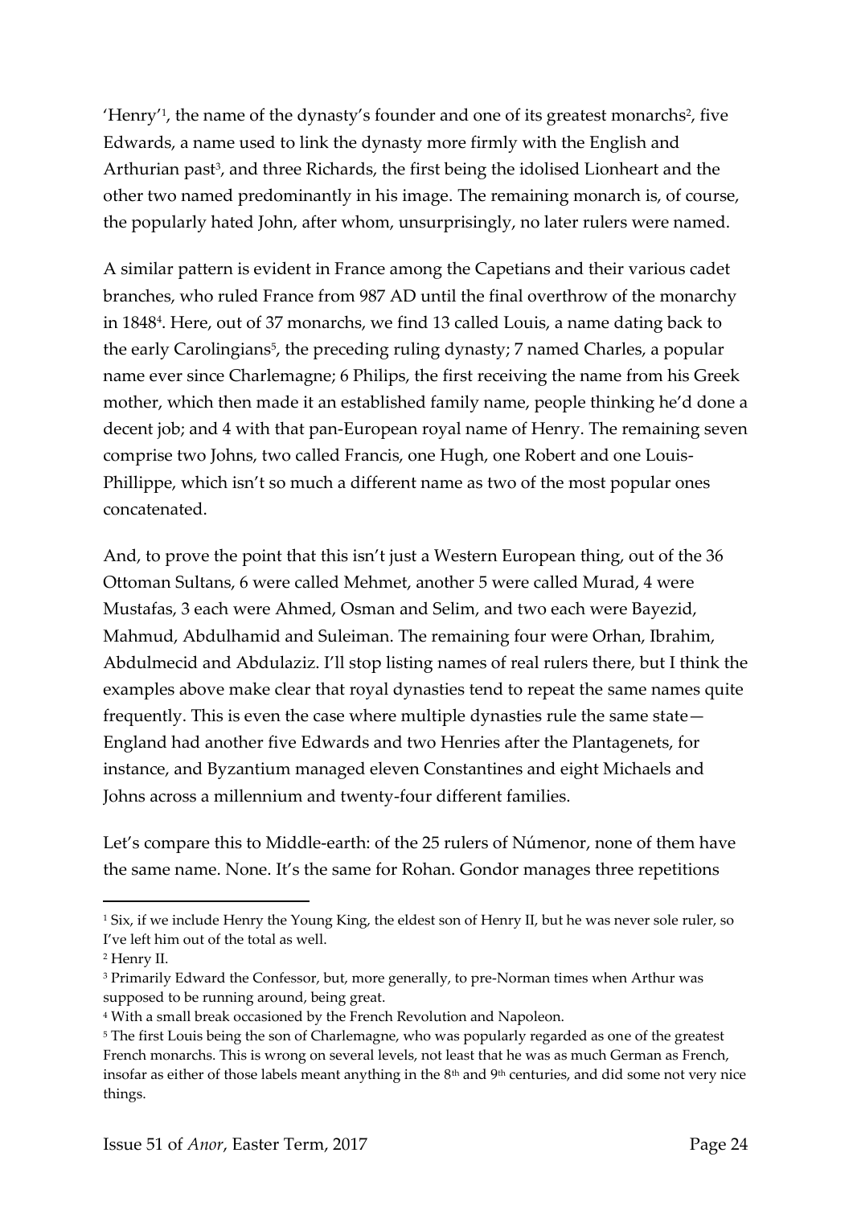'Henry'[1], the name of the dynasty's founder and one of its greatest monarchs[2], five Edwards, a name used to link the dynasty more firmly with the English and Arthurian past[3], and three Richards, the first being the idolised Lionheart and the other two named predominantly in his image. The remaining monarch is, of course, the popularly hated John, after whom, unsurprisingly, no later rulers were named.

A similar pattern is evident in France among the Capetians and their various cadet branches, who ruled France from 987 AD until the final overthrow of the monarchy in 1848[4]. Here, out of 37 monarchs, we find 13 called Louis, a name dating back to the early Carolingians[5], the preceding ruling dynasty; 7 named Charles, a popular name ever since Charlemagne; 6 Philips, the first receiving the name from his Greek mother, which then made it an established family name, people thinking he'd done a decent job; and 4 with that pan-European royal name of Henry. The remaining seven comprise two Johns, two called Francis, one Hugh, one Robert and one Louis-Phillippe, which isn't so much a different name as two of the most popular ones concatenated.

And, to prove the point that this isn't just a Western European thing, out of the 36 Ottoman Sultans, 6 were called Mehmet, another 5 were called Murad, 4 were Mustafas, 3 each were Ahmed, Osman and Selim, and two each were Bayezid, Mahmud, Abdulhamid and Suleiman. The remaining four were Orhan, Ibrahim, Abdulmecid and Abdulaziz. I'll stop listing names of real rulers there, but I think the examples above make clear that royal dynasties tend to repeat the same names quite frequently. This is even the case where multiple dynasties rule the same state—England had another five Edwards and two Henries after the Plantagenets, for instance, and Byzantium managed eleven Constantines and eight Michaels and Johns across a millennium and twenty-four different families.

Let's compare this to Middle-earth: of the 25 rulers of Númenor, none of them have the same name. None. It's the same for Rohan. Gondor manages three repetitions

---

[1] Six, if we include Henry the Young King, the eldest son of Henry II, but he was never sole ruler, so I've left him out of the total as well.

[2] Henry II.

[3] Primarily Edward the Confessor, but, more generally, to pre-Norman times when Arthur was supposed to be running around, being great.

[4] With a small break occasioned by the French Revolution and Napoleon.

[5] The first Louis being the son of Charlemagne, who was popularly regarded as one of the greatest French monarchs. This is wrong on several levels, not least that he was as much German as French, insofar as either of those labels meant anything in the 8th and 9th centuries, and did some not very nice things.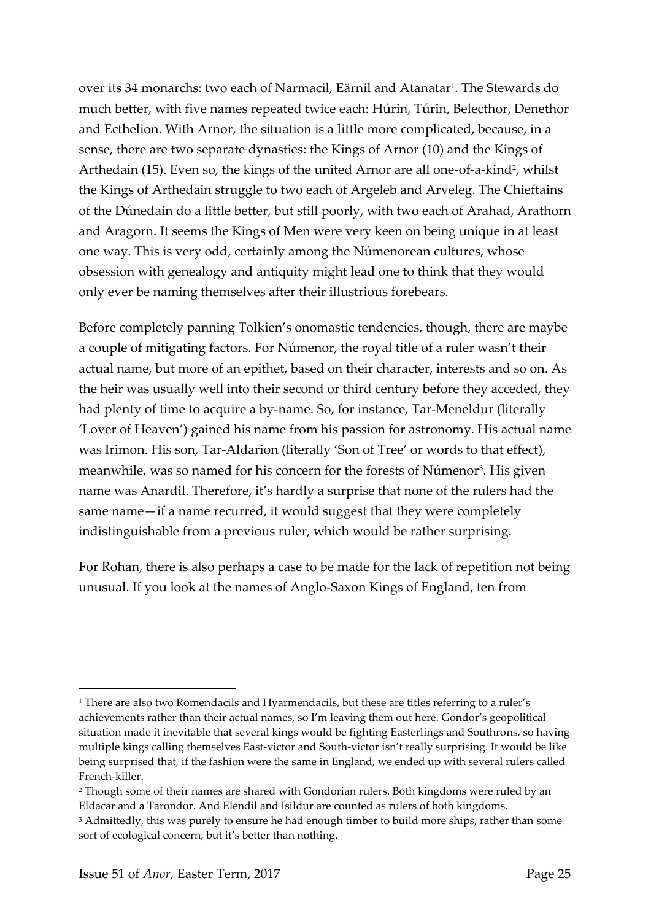over its 34 monarchs: two each of Narmacil, Eärnil and Atanatar[1]. The Stewards do much better, with five names repeated twice each: Húrin, Túrin, Belecthor, Denethor and Ecthelion. With Arnor, the situation is a little more complicated, because, in a sense, there are two separate dynasties: the Kings of Arnor (10) and the Kings of Arthedain (15). Even so, the kings of the united Arnor are all one-of-a-kind[2], whilst the Kings of Arthedain struggle to two each of Argeleb and Arveleg. The Chieftains of the Dúnedain do a little better, but still poorly, with two each of Arahad, Arathorn and Aragorn. It seems the Kings of Men were very keen on being unique in at least one way. This is very odd, certainly among the Númenorean cultures, whose obsession with genealogy and antiquity might lead one to think that they would only ever be naming themselves after their illustrious forebears.

Before completely panning Tolkien's onomastic tendencies, though, there are maybe a couple of mitigating factors. For Númenor, the royal title of a ruler wasn't their actual name, but more of an epithet, based on their character, interests and so on. As the heir was usually well into their second or third century before they acceded, they had plenty of time to acquire a by-name. So, for instance, Tar-Meneldur (literally 'Lover of Heaven') gained his name from his passion for astronomy. His actual name was Irimon. His son, Tar-Aldarion (literally 'Son of Tree' or words to that effect), meanwhile, was so named for his concern for the forests of Númenor[3]. His given name was Anardil. Therefore, it's hardly a surprise that none of the rulers had the same name—if a name recurred, it would suggest that they were completely indistinguishable from a previous ruler, which would be rather surprising.

For Rohan, there is also perhaps a case to be made for the lack of repetition not being unusual. If you look at the names of Anglo-Saxon Kings of England, ten from

---

[1] There are also two Romendacils and Hyarmendacils, but these are titles referring to a ruler's achievements rather than their actual names, so I'm leaving them out here. Gondor's geopolitical situation made it inevitable that several kings would be fighting Easterlings and Southrons, so having multiple kings calling themselves East-victor and South-victor isn't really surprising. It would be like being surprised that, if the fashion were the same in England, we ended up with several rulers called French-killer.

[2] Though some of their names are shared with Gondorian rulers. Both kingdoms were ruled by an Eldacar and a Tarondor. And Elendil and Isildur are counted as rulers of both kingdoms.

[3] Admittedly, this was purely to ensure he had enough timber to build more ships, rather than some sort of ecological concern, but it's better than nothing.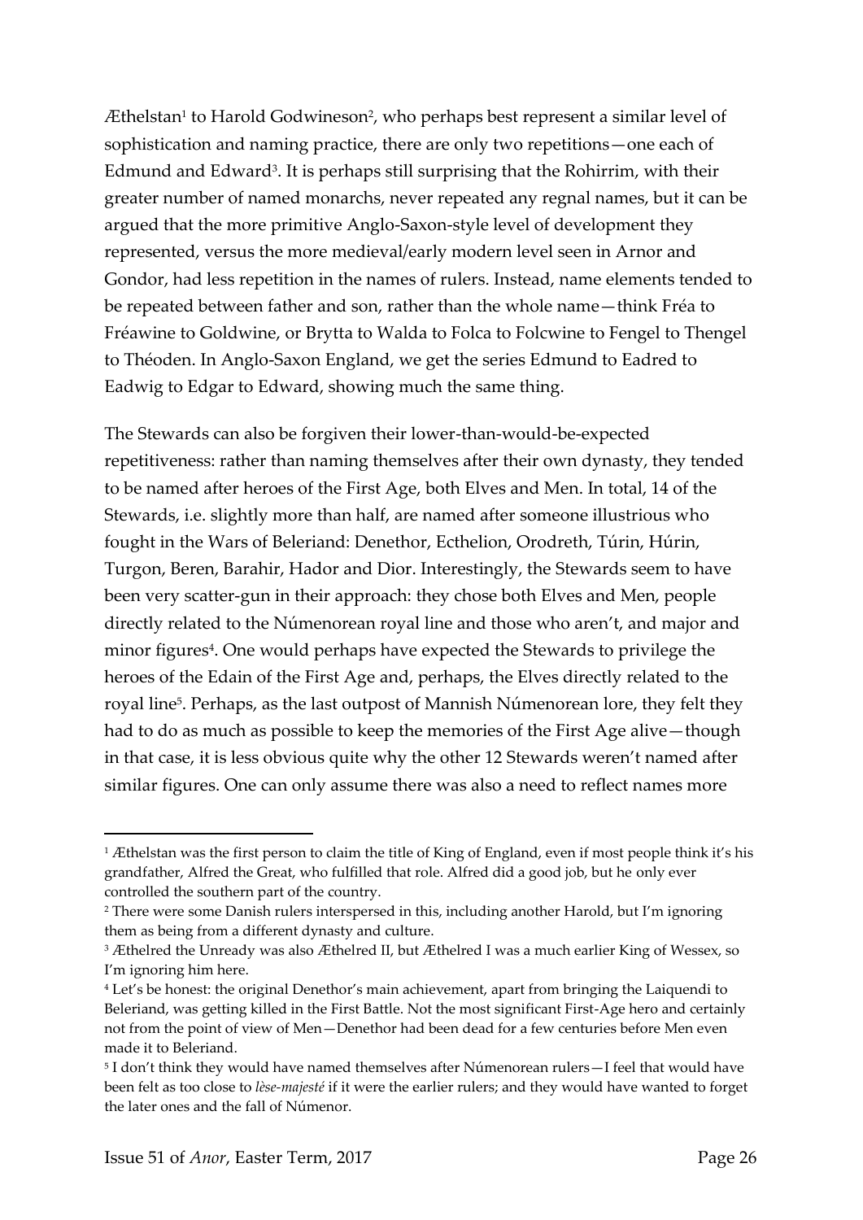Æthelstan[1] to Harold Godwineson[2], who perhaps best represent a similar level of sophistication and naming practice, there are only two repetitions—one each of Edmund and Edward[3]. It is perhaps still surprising that the Rohirrim, with their greater number of named monarchs, never repeated any regnal names, but it can be argued that the more primitive Anglo-Saxon-style level of development they represented, versus the more medieval/early modern level seen in Arnor and Gondor, had less repetition in the names of rulers. Instead, name elements tended to be repeated between father and son, rather than the whole name—think Fréa to Fréawine to Goldwine, or Brytta to Walda to Folca to Folcwine to Fengel to Thengel to Théoden. In Anglo-Saxon England, we get the series Edmund to Eadred to Eadwig to Edgar to Edward, showing much the same thing.

The Stewards can also be forgiven their lower-than-would-be-expected repetitiveness: rather than naming themselves after their own dynasty, they tended to be named after heroes of the First Age, both Elves and Men. In total, 14 of the Stewards, i.e. slightly more than half, are named after someone illustrious who fought in the Wars of Beleriand: Denethor, Ecthelion, Orodreth, Túrin, Húrin, Turgon, Beren, Barahir, Hador and Dior. Interestingly, the Stewards seem to have been very scatter-gun in their approach: they chose both Elves and Men, people directly related to the Númenorean royal line and those who aren't, and major and minor figures[4]. One would perhaps have expected the Stewards to privilege the heroes of the Edain of the First Age and, perhaps, the Elves directly related to the royal line[5]. Perhaps, as the last outpost of Mannish Númenorean lore, they felt they had to do as much as possible to keep the memories of the First Age alive—though in that case, it is less obvious quite why the other 12 Stewards weren't named after similar figures. One can only assume there was also a need to reflect names more

---

[1] Æthelstan was the first person to claim the title of King of England, even if most people think it's his grandfather, Alfred the Great, who fulfilled that role. Alfred did a good job, but he only ever controlled the southern part of the country.

[2] There were some Danish rulers interspersed in this, including another Harold, but I'm ignoring them as being from a different dynasty and culture.

[3] Æthelred the Unready was also Æthelred II, but Æthelred I was a much earlier King of Wessex, so I'm ignoring him here.

[4] Let's be honest: the original Denethor's main achievement, apart from bringing the Laiquendi to Beleriand, was getting killed in the First Battle. Not the most significant First-Age hero and certainly not from the point of view of Men—Denethor had been dead for a few centuries before Men even made it to Beleriand.

[5] I don't think they would have named themselves after Númenorean rulers—I feel that would have been felt as too close to *lèse-majesté* if it were the earlier rulers; and they would have wanted to forget the later ones and the fall of Númenor.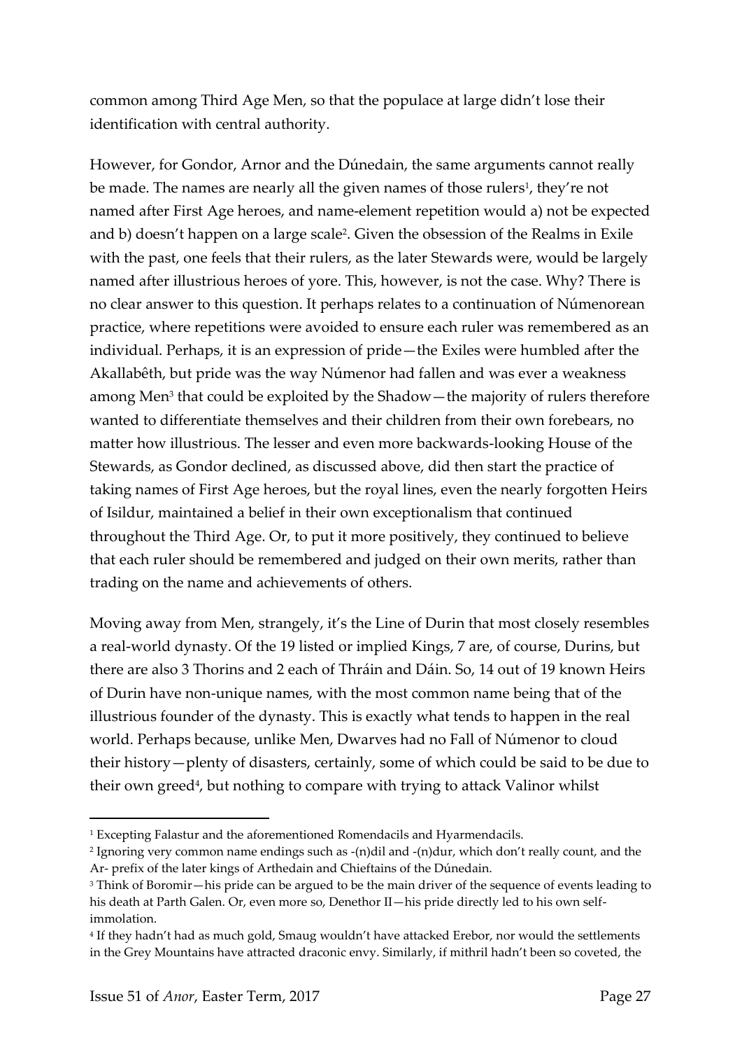common among Third Age Men, so that the populace at large didn't lose their identification with central authority.

However, for Gondor, Arnor and the Dúnedain, the same arguments cannot really be made. The names are nearly all the given names of those rulers[1], they're not named after First Age heroes, and name-element repetition would a) not be expected and b) doesn't happen on a large scale[2]. Given the obsession of the Realms in Exile with the past, one feels that their rulers, as the later Stewards were, would be largely named after illustrious heroes of yore. This, however, is not the case. Why? There is no clear answer to this question. It perhaps relates to a continuation of Númenorean practice, where repetitions were avoided to ensure each ruler was remembered as an individual. Perhaps, it is an expression of pride—the Exiles were humbled after the Akallabêth, but pride was the way Númenor had fallen and was ever a weakness among Men[3] that could be exploited by the Shadow—the majority of rulers therefore wanted to differentiate themselves and their children from their own forebears, no matter how illustrious. The lesser and even more backwards-looking House of the Stewards, as Gondor declined, as discussed above, did then start the practice of taking names of First Age heroes, but the royal lines, even the nearly forgotten Heirs of Isildur, maintained a belief in their own exceptionalism that continued throughout the Third Age. Or, to put it more positively, they continued to believe that each ruler should be remembered and judged on their own merits, rather than trading on the name and achievements of others.

Moving away from Men, strangely, it's the Line of Durin that most closely resembles a real-world dynasty. Of the 19 listed or implied Kings, 7 are, of course, Durins, but there are also 3 Thorins and 2 each of Thráin and Dáin. So, 14 out of 19 known Heirs of Durin have non-unique names, with the most common name being that of the illustrious founder of the dynasty. This is exactly what tends to happen in the real world. Perhaps because, unlike Men, Dwarves had no Fall of Númenor to cloud their history—plenty of disasters, certainly, some of which could be said to be due to their own greed[4], but nothing to compare with trying to attack Valinor whilst

---

[1] Excepting Falastur and the aforementioned Romendacils and Hyarmendacils.

[2] Ignoring very common name endings such as -(n)dil and -(n)dur, which don't really count, and the Ar- prefix of the later kings of Arthedain and Chieftains of the Dúnedain.

[3] Think of Boromir—his pride can be argued to be the main driver of the sequence of events leading to his death at Parth Galen. Or, even more so, Denethor II—his pride directly led to his own self-immolation.

[4] If they hadn't had as much gold, Smaug wouldn't have attacked Erebor, nor would the settlements in the Grey Mountains have attracted draconic envy. Similarly, if mithril hadn't been so coveted, the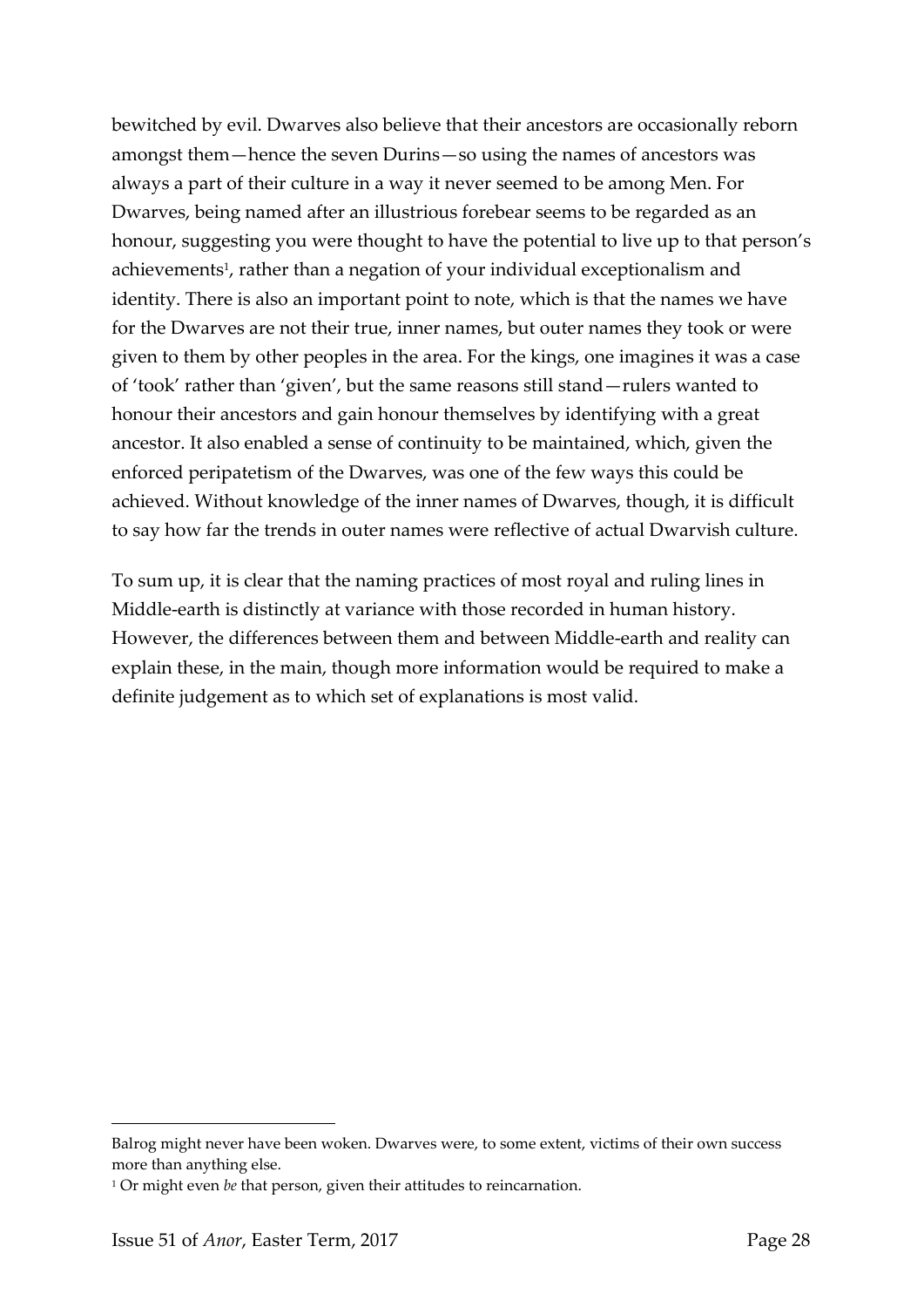bewitched by evil. Dwarves also believe that their ancestors are occasionally reborn amongst them—hence the seven Durins—so using the names of ancestors was always a part of their culture in a way it never seemed to be among Men. For Dwarves, being named after an illustrious forebear seems to be regarded as an honour, suggesting you were thought to have the potential to live up to that person's achievements[1], rather than a negation of your individual exceptionalism and identity. There is also an important point to note, which is that the names we have for the Dwarves are not their true, inner names, but outer names they took or were given to them by other peoples in the area. For the kings, one imagines it was a case of 'took' rather than 'given', but the same reasons still stand—rulers wanted to honour their ancestors and gain honour themselves by identifying with a great ancestor. It also enabled a sense of continuity to be maintained, which, given the enforced peripatetism of the Dwarves, was one of the few ways this could be achieved. Without knowledge of the inner names of Dwarves, though, it is difficult to say how far the trends in outer names were reflective of actual Dwarvish culture.

To sum up, it is clear that the naming practices of most royal and ruling lines in Middle-earth is distinctly at variance with those recorded in human history. However, the differences between them and between Middle-earth and reality can explain these, in the main, though more information would be required to make a definite judgement as to which set of explanations is most valid.

---

Balrog might never have been woken. Dwarves were, to some extent, victims of their own success more than anything else.

[1] Or might even *be* that person, given their attitudes to reincarnation.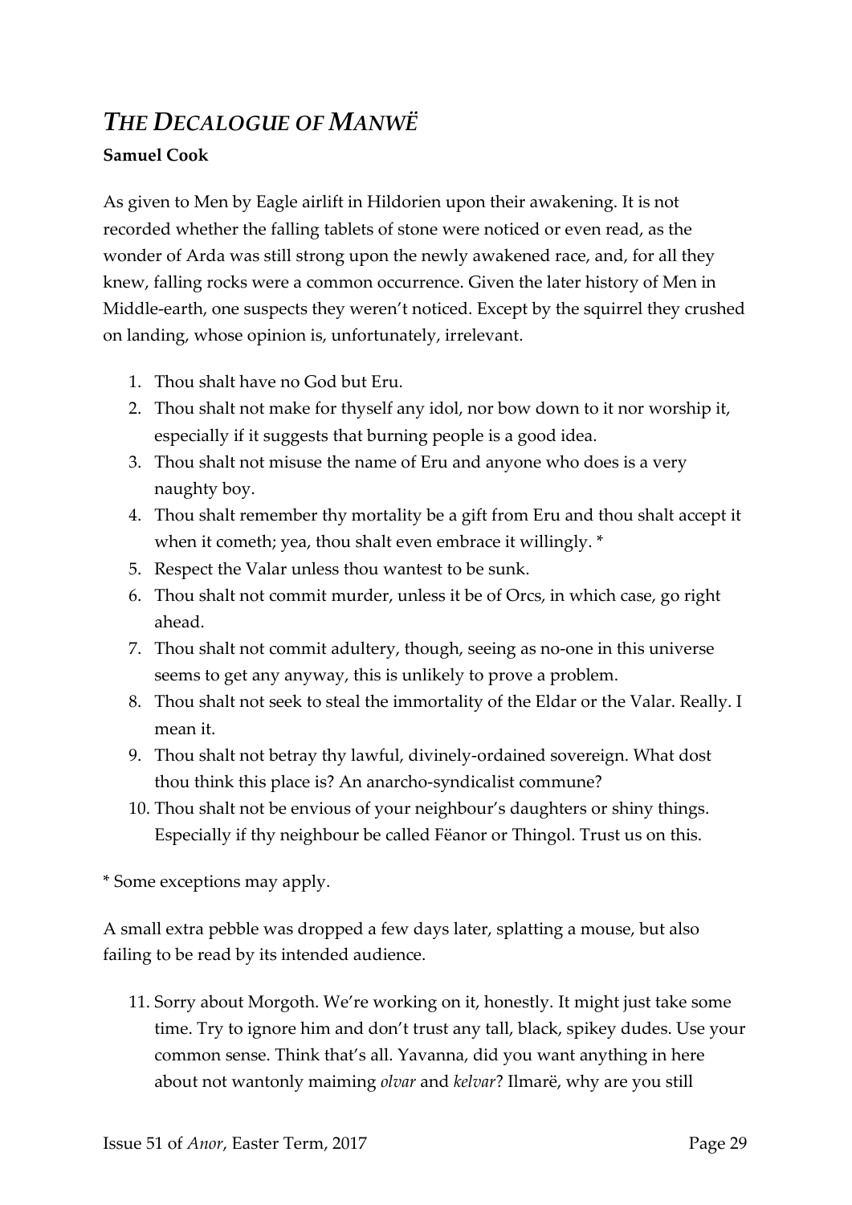# *The Decalogue of Manwë*

**Samuel Cook**

As given to Men by Eagle airlift in Hildorien upon their awakening. It is not recorded whether the falling tablets of stone were noticed or even read, as the wonder of Arda was still strong upon the newly awakened race, and, for all they knew, falling rocks were a common occurrence. Given the later history of Men in Middle-earth, one suspects they weren't noticed. Except by the squirrel they crushed on landing, whose opinion is, unfortunately, irrelevant.

1. Thou shalt have no God but Eru.
2. Thou shalt not make for thyself any idol, nor bow down to it nor worship it, especially if it suggests that burning people is a good idea.
3. Thou shalt not misuse the name of Eru and anyone who does is a very naughty boy.
4. Thou shalt remember thy mortality be a gift from Eru and thou shalt accept it when it cometh; yea, thou shalt even embrace it willingly. *
5. Respect the Valar unless thou wantest to be sunk.
6. Thou shalt not commit murder, unless it be of Orcs, in which case, go right ahead.
7. Thou shalt not commit adultery, though, seeing as no-one in this universe seems to get any anyway, this is unlikely to prove a problem.
8. Thou shalt not seek to steal the immortality of the Eldar or the Valar. Really. I mean it.
9. Thou shalt not betray thy lawful, divinely-ordained sovereign. What dost thou think this place is? An anarcho-syndicalist commune?
10. Thou shalt not be envious of your neighbour's daughters or shiny things. Especially if thy neighbour be called Fëanor or Thingol. Trust us on this.

\* Some exceptions may apply.

A small extra pebble was dropped a few days later, splatting a mouse, but also failing to be read by its intended audience.

11. Sorry about Morgoth. We're working on it, honestly. It might just take some time. Try to ignore him and don't trust any tall, black, spikey dudes. Use your common sense. Think that's all. Yavanna, did you want anything in here about not wantonly maiming *olvar* and *kelvar*? Ilmarë, why are you still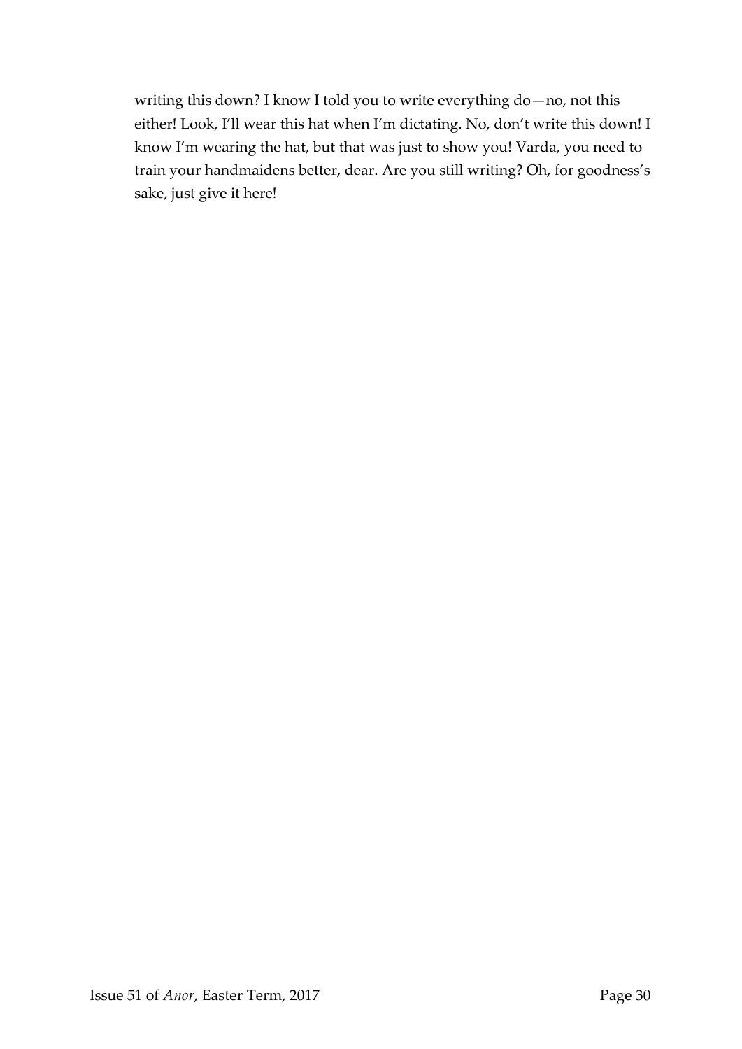writing this down? I know I told you to write everything do—no, not this either! Look, I'll wear this hat when I'm dictating. No, don't write this down! I know I'm wearing the hat, but that was just to show you! Varda, you need to train your handmaidens better, dear. Are you still writing? Oh, for goodness's sake, just give it here!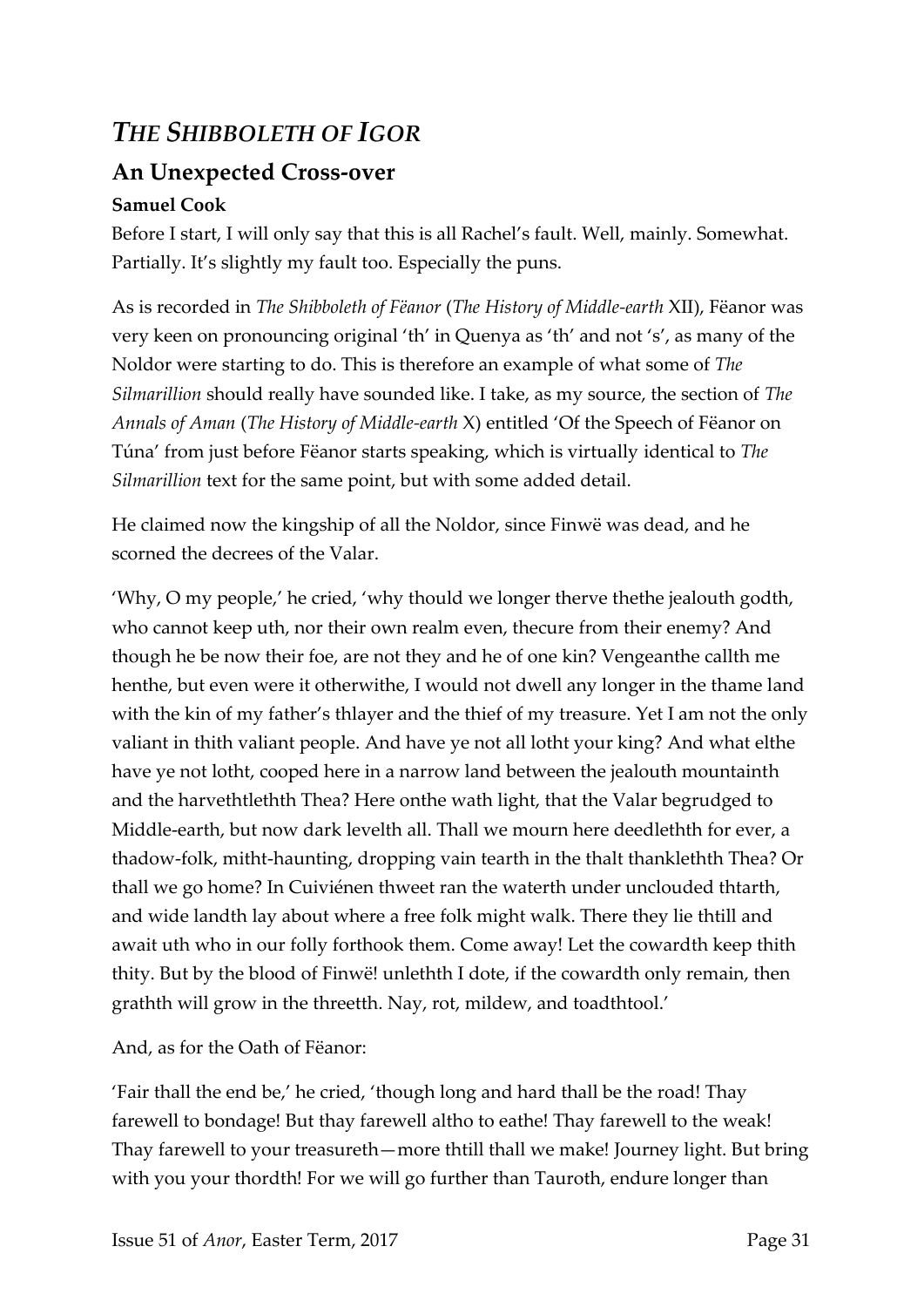# *THE SHIBBOLETH OF IGOR*

## An Unexpected Cross-over

### Samuel Cook

Before I start, I will only say that this is all Rachel's fault. Well, mainly. Somewhat. Partially. It's slightly my fault too. Especially the puns.

As is recorded in *The Shibboleth of Fëanor* (*The History of Middle-earth* XII), Fëanor was very keen on pronouncing original 'th' in Quenya as 'th' and not 's', as many of the Noldor were starting to do. This is therefore an example of what some of *The Silmarillion* should really have sounded like. I take, as my source, the section of *The Annals of Aman* (*The History of Middle-earth* X) entitled 'Of the Speech of Fëanor on Túna' from just before Fëanor starts speaking, which is virtually identical to *The Silmarillion* text for the same point, but with some added detail.

He claimed now the kingship of all the Noldor, since Finwë was dead, and he scorned the decrees of the Valar.

'Why, O my people,' he cried, 'why thould we longer therve thethe jealouth godth, who cannot keep uth, nor their own realm even, thecure from their enemy? And though he be now their foe, are not they and he of one kin? Vengeanthe callth me henthe, but even were it otherwithe, I would not dwell any longer in the thame land with the kin of my father's thlayer and the thief of my treasure. Yet I am not the only valiant in thith valiant people. And have ye not all lotht your king? And what elthe have ye not lotht, cooped here in a narrow land between the jealouth mountainth and the harvethtleth Thea? Here onthe wath light, that the Valar begrudged to Middle-earth, but now dark levelth all. Thall we mourn here deedlethth for ever, a thadow-folk, mitht-haunting, dropping vain tearth in the thalt thanklethth Thea? Or thall we go home? In Cuiviénen thweet ran the waterth under unclouded thtarth, and wide landth lay about where a free folk might walk. There they lie thtill and await uth who in our folly forthook them. Come away! Let the cowardth keep thith thity. But by the blood of Finwë! unlethth I dote, if the cowardth only remain, then grathth will grow in the threetth. Nay, rot, mildew, and toadthtool.'

And, as for the Oath of Fëanor:

'Fair thall the end be,' he cried, 'though long and hard thall be the road! Thay farewell to bondage! But thay farewell altho to eathe! Thay farewell to the weak! Thay farewell to your treasureth—more thtill thall we make! Journey light. But bring with you your thordth! For we will go further than Tauroth, endure longer than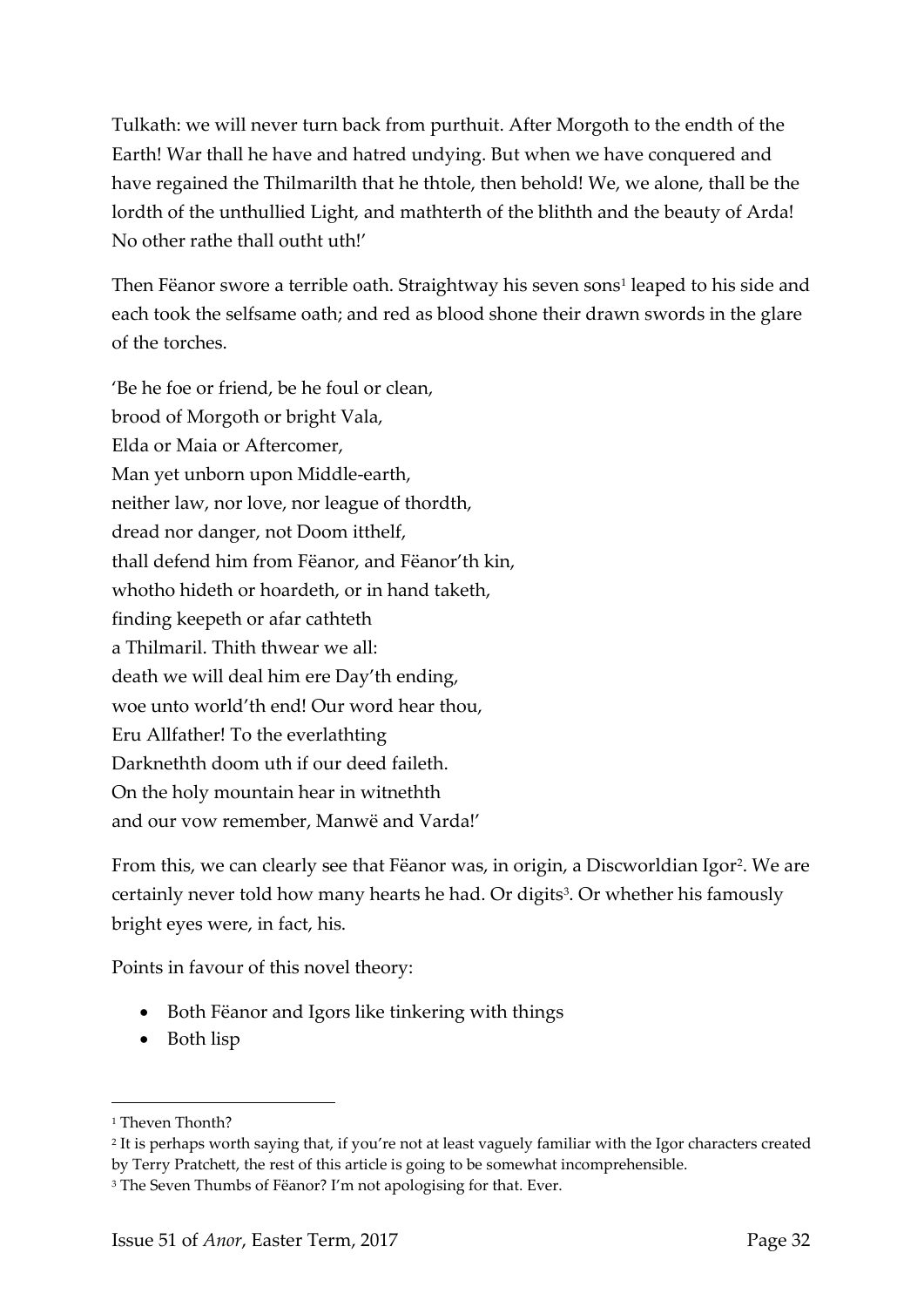Tulkath: we will never turn back from purthuit. After Morgoth to the endth of the Earth! War thall he have and hatred undying. But when we have conquered and have regained the Thilmarilth that he thtole, then behold! We, we alone, thall be the lordth of the unthullied Light, and mathterth of the blithth and the beauty of Arda! No other rathe thall outht uth!'

Then Fëanor swore a terrible oath. Straightway his seven sons[1] leaped to his side and each took the selfsame oath; and red as blood shone their drawn swords in the glare of the torches.

'Be he foe or friend, be he foul or clean,  
brood of Morgoth or bright Vala,  
Elda or Maia or Aftercomer,  
Man yet unborn upon Middle-earth,  
neither law, nor love, nor league of thordth,  
dread nor danger, not Doom itthelf,  
thall defend him from Fëanor, and Fëanor'th kin,  
whotho hideth or hoardeth, or in hand taketh,  
finding keepeth or afar cathteth  
a Thilmaril. Thith thwear we all:  
death we will deal him ere Day'th ending,  
woe unto world'th end! Our word hear thou,  
Eru Allfather! To the everlathting  
Darkneththh doom uth if our deed faileth.  
On the holy mountain hear in witneththh  
and our vow remember, Manwë and Varda!'

From this, we can clearly see that Fëanor was, in origin, a Discworldian Igor[2]. We are certainly never told how many hearts he had. Or digits[3]. Or whether his famously bright eyes were, in fact, his.

Points in favour of this novel theory:

- Both Fëanor and Igors like tinkering with things
- Both lisp

---

[1] Theven Thonth?

[2] It is perhaps worth saying that, if you're not at least vaguely familiar with the Igor characters created by Terry Pratchett, the rest of this article is going to be somewhat incomprehensible.

[3] The Seven Thumbs of Fëanor? I'm not apologising for that. Ever.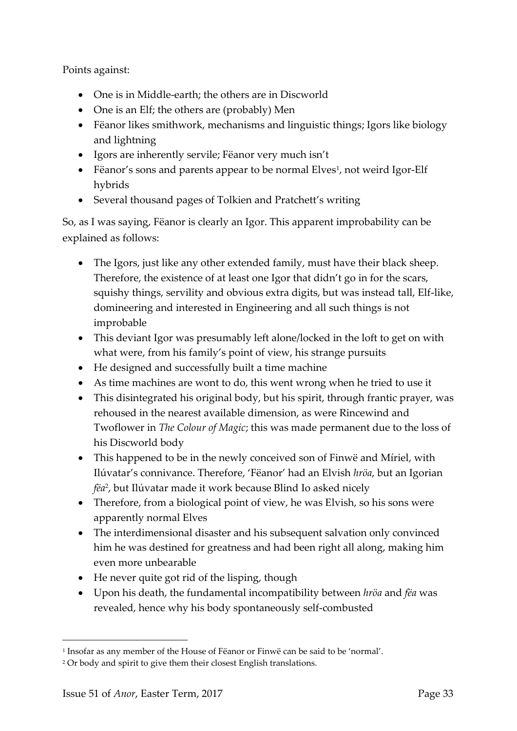Points against:

- One is in Middle-earth; the others are in Discworld
- One is an Elf; the others are (probably) Men
- Fëanor likes smithwork, mechanisms and linguistic things; Igors like biology and lightning
- Igors are inherently servile; Fëanor very much isn't
- Fëanor's sons and parents appear to be normal Elves[1], not weird Igor-Elf hybrids
- Several thousand pages of Tolkien and Pratchett's writing

So, as I was saying, Fëanor is clearly an Igor. This apparent improbability can be explained as follows:

- The Igors, just like any other extended family, must have their black sheep. Therefore, the existence of at least one Igor that didn't go in for the scars, squishy things, servility and obvious extra digits, but was instead tall, Elf-like, domineering and interested in Engineering and all such things is not improbable
- This deviant Igor was presumably left alone/locked in the loft to get on with what were, from his family's point of view, his strange pursuits
- He designed and successfully built a time machine
- As time machines are wont to do, this went wrong when he tried to use it
- This disintegrated his original body, but his spirit, through frantic prayer, was rehoused in the nearest available dimension, as were Rincewind and Twoflower in *The Colour of Magic*; this was made permanent due to the loss of his Discworld body
- This happened to be in the newly conceived son of Finwë and Míriel, with Ilúvatar's connivance. Therefore, 'Fëanor' had an Elvish *hröa*, but an Igorian *fëa*[2], but Ilúvatar made it work because Blind Io asked nicely
- Therefore, from a biological point of view, he was Elvish, so his sons were apparently normal Elves
- The interdimensional disaster and his subsequent salvation only convinced him he was destined for greatness and had been right all along, making him even more unbearable
- He never quite got rid of the lisping, though
- Upon his death, the fundamental incompatibility between *hröa* and *fëa* was revealed, hence why his body spontaneously self-combusted

[1] Insofar as any member of the House of Fëanor or Finwë can be said to be 'normal'.

[2] Or body and spirit to give them their closest English translations.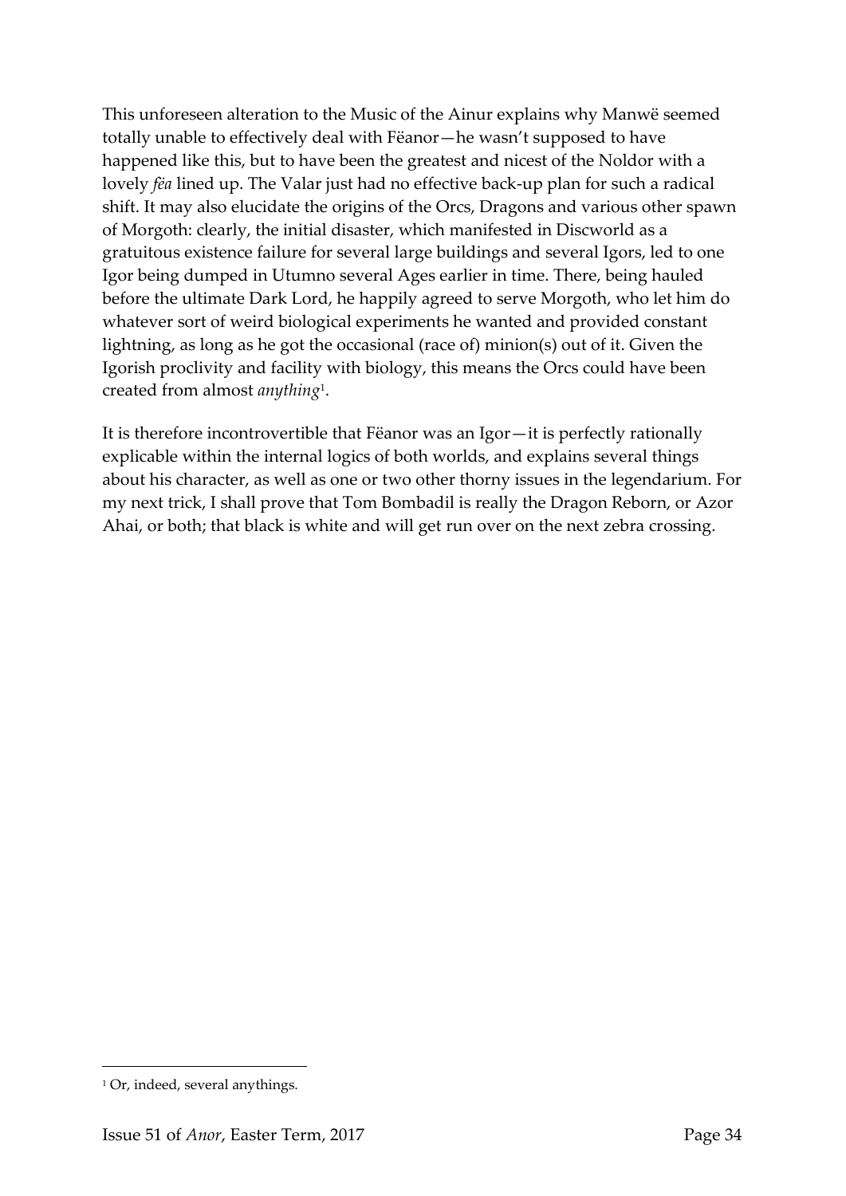This unforeseen alteration to the Music of the Ainur explains why Manwë seemed totally unable to effectively deal with Fëanor—he wasn't supposed to have happened like this, but to have been the greatest and nicest of the Noldor with a lovely *fëa* lined up. The Valar just had no effective back-up plan for such a radical shift. It may also elucidate the origins of the Orcs, Dragons and various other spawn of Morgoth: clearly, the initial disaster, which manifested in Discworld as a gratuitous existence failure for several large buildings and several Igors, led to one Igor being dumped in Utumno several Ages earlier in time. There, being hauled before the ultimate Dark Lord, he happily agreed to serve Morgoth, who let him do whatever sort of weird biological experiments he wanted and provided constant lightning, as long as he got the occasional (race of) minion(s) out of it. Given the Igorish proclivity and facility with biology, this means the Orcs could have been created from almost *anything*[1].

It is therefore incontrovertible that Fëanor was an Igor—it is perfectly rationally explicable within the internal logics of both worlds, and explains several things about his character, as well as one or two other thorny issues in the legendarium. For my next trick, I shall prove that Tom Bombadil is really the Dragon Reborn, or Azor Ahai, or both; that black is white and will get run over on the next zebra crossing.

[1] Or, indeed, several anythings.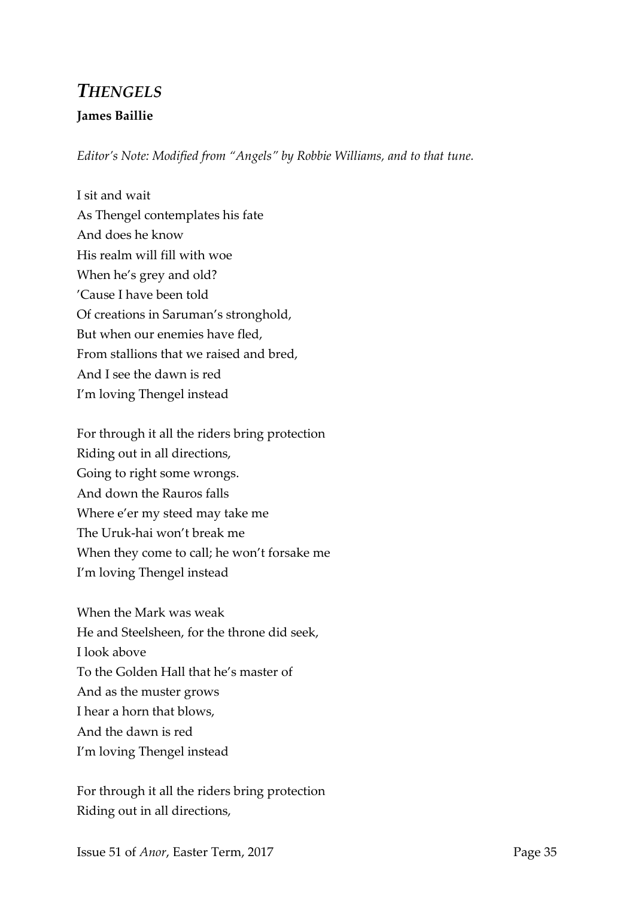## *THENGELS*

**James Baillie**

*Editor's Note: Modified from "Angels" by Robbie Williams, and to that tune.*

I sit and wait  
As Thengel contemplates his fate  
And does he know  
His realm will fill with woe  
When he's grey and old?  
'Cause I have been told  
Of creations in Saruman's stronghold,  
But when our enemies have fled,  
From stallions that we raised and bred,  
And I see the dawn is red  
I'm loving Thengel instead

For through it all the riders bring protection  
Riding out in all directions,  
Going to right some wrongs.  
And down the Rauros falls  
Where e'er my steed may take me  
The Uruk-hai won't break me  
When they come to call; he won't forsake me  
I'm loving Thengel instead

When the Mark was weak  
He and Steelsheen, for the throne did seek,  
I look above  
To the Golden Hall that he's master of  
And as the muster grows  
I hear a horn that blows,  
And the dawn is red  
I'm loving Thengel instead

For through it all the riders bring protection  
Riding out in all directions,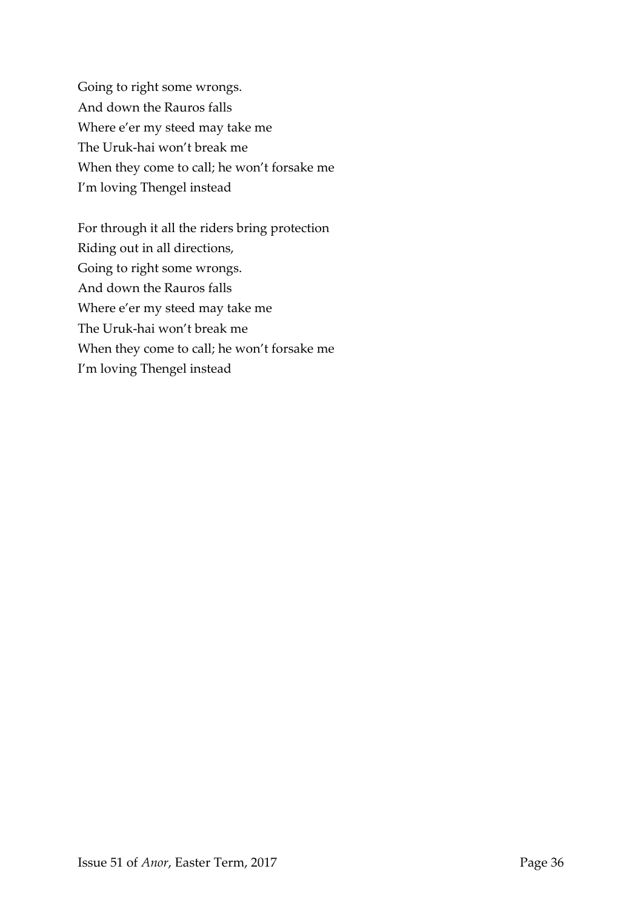Going to right some wrongs.  
And down the Rauros falls  
Where e'er my steed may take me  
The Uruk-hai won't break me  
When they come to call; he won't forsake me  
I'm loving Thengel instead

For through it all the riders bring protection  
Riding out in all directions,  
Going to right some wrongs.  
And down the Rauros falls  
Where e'er my steed may take me  
The Uruk-hai won't break me  
When they come to call; he won't forsake me  
I'm loving Thengel instead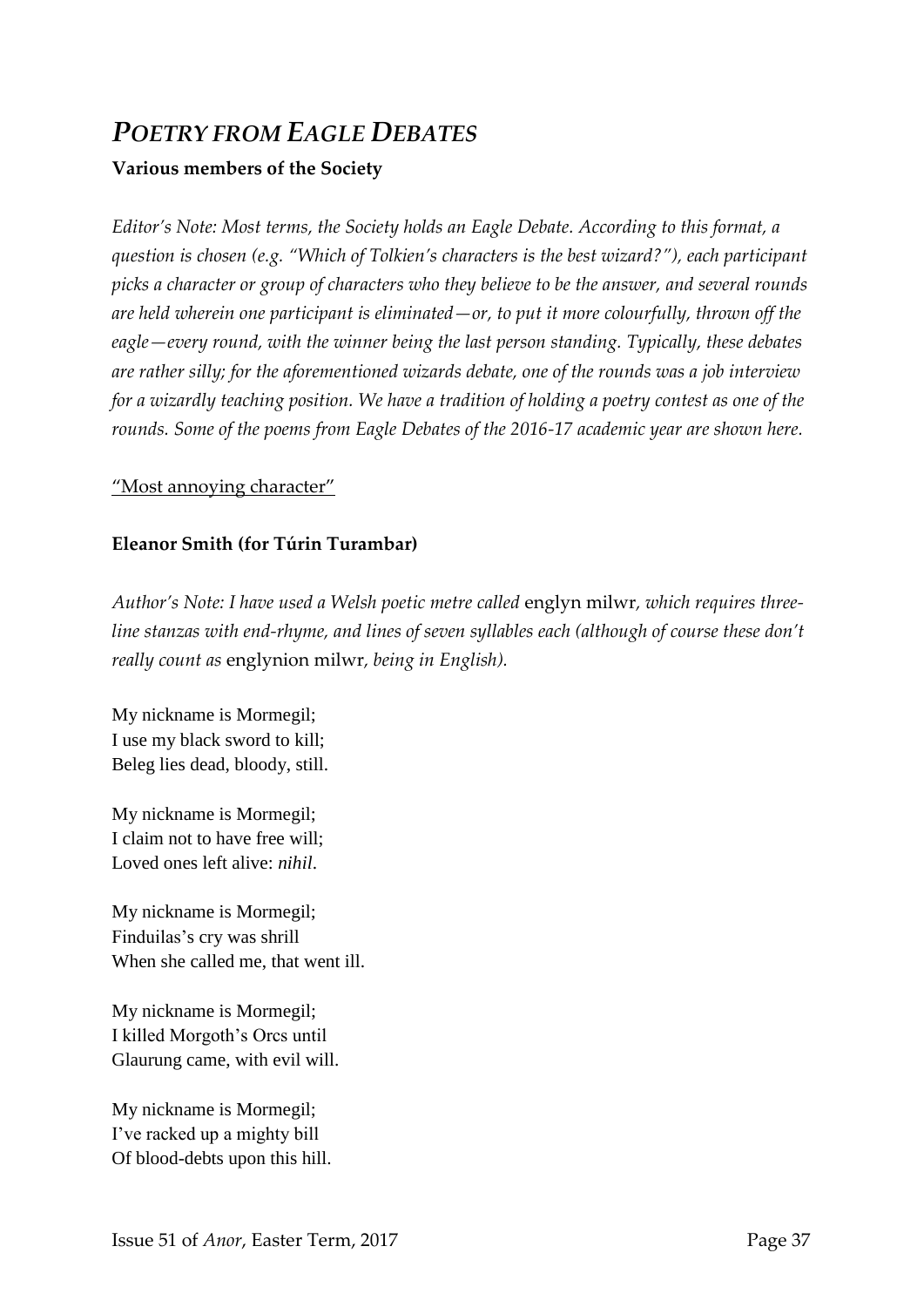# *POETRY FROM EAGLE DEBATES*

**Various members of the Society**

*Editor's Note: Most terms, the Society holds an Eagle Debate. According to this format, a question is chosen (e.g. "Which of Tolkien's characters is the best wizard?"), each participant picks a character or group of characters who they believe to be the answer, and several rounds are held wherein one participant is eliminated—or, to put it more colourfully, thrown off the eagle—every round, with the winner being the last person standing. Typically, these debates are rather silly; for the aforementioned wizards debate, one of the rounds was a job interview for a wizardly teaching position. We have a tradition of holding a poetry contest as one of the rounds. Some of the poems from Eagle Debates of the 2016-17 academic year are shown here.*

<u>"Most annoying character"</u>

**Eleanor Smith (for Túrin Turambar)**

*Author's Note: I have used a Welsh poetic metre called* englyn milwr*, which requires three-line stanzas with end-rhyme, and lines of seven syllables each (although of course these don't really count as* englynion milwr*, being in English).*

My nickname is Mormegil;
I use my black sword to kill;
Beleg lies dead, bloody, still.

My nickname is Mormegil;
I claim not to have free will;
Loved ones left alive: *nihil*.

My nickname is Mormegil;
Finduilas's cry was shrill
When she called me, that went ill.

My nickname is Mormegil;
I killed Morgoth's Orcs until
Glaurung came, with evil will.

My nickname is Mormegil;
I've racked up a mighty bill
Of blood-debts upon this hill.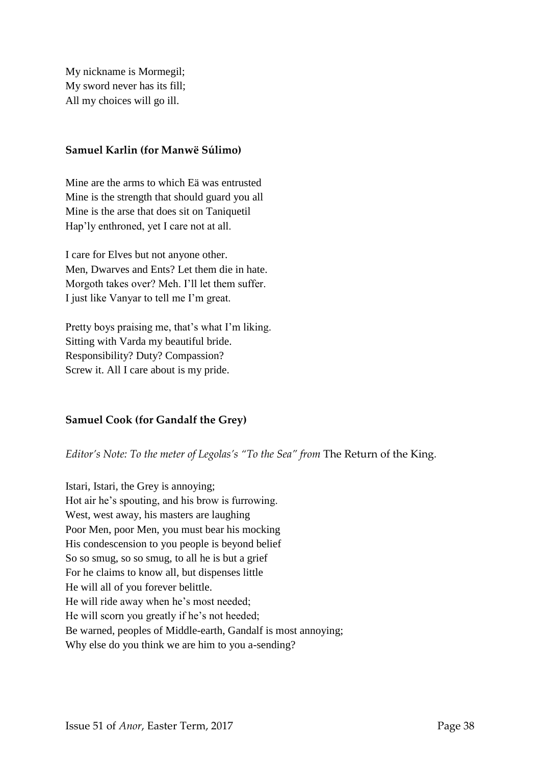My nickname is Mormegil;  
My sword never has its fill;  
All my choices will go ill.

### Samuel Karlin (for Manwë Súlimo)

Mine are the arms to which Eä was entrusted  
Mine is the strength that should guard you all  
Mine is the arse that does sit on Taniquetil  
Hap'ly enthroned, yet I care not at all.

I care for Elves but not anyone other.  
Men, Dwarves and Ents? Let them die in hate.  
Morgoth takes over? Meh. I'll let them suffer.  
I just like Vanyar to tell me I'm great.

Pretty boys praising me, that's what I'm liking.  
Sitting with Varda my beautiful bride.  
Responsibility? Duty? Compassion?  
Screw it. All I care about is my pride.

### Samuel Cook (for Gandalf the Grey)

*Editor's Note: To the meter of Legolas's "To the Sea" from* The Return of the King.

Istari, Istari, the Grey is annoying;  
Hot air he's spouting, and his brow is furrowing.  
West, west away, his masters are laughing  
Poor Men, poor Men, you must bear his mocking  
His condescension to you people is beyond belief  
So so smug, so so smug, to all he is but a grief  
For he claims to know all, but dispenses little  
He will all of you forever belittle.  
He will ride away when he's most needed;  
He will scorn you greatly if he's not heeded;  
Be warned, peoples of Middle-earth, Gandalf is most annoying;  
Why else do you think we are him to you a-sending?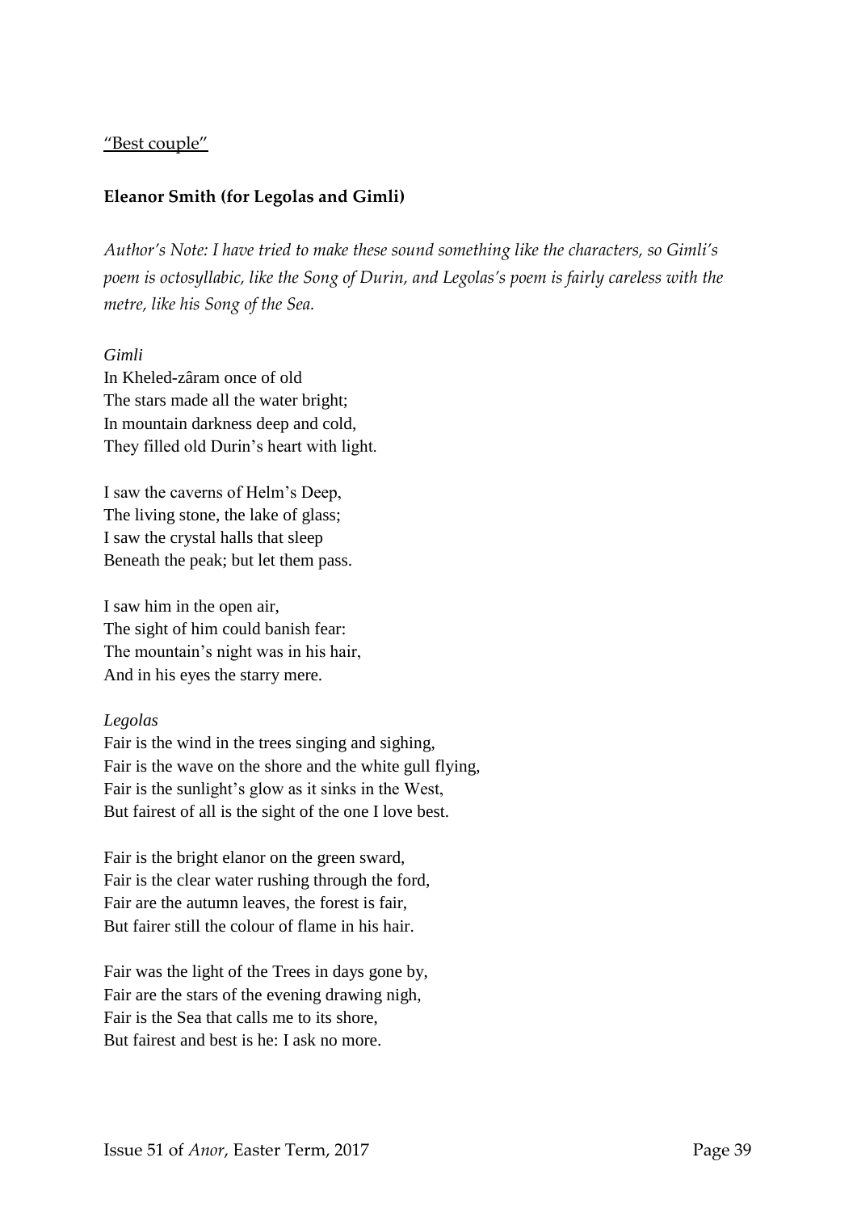"Best couple"

**Eleanor Smith (for Legolas and Gimli)**

*Author's Note: I have tried to make these sound something like the characters, so Gimli's poem is octosyllabic, like the Song of Durin, and Legolas's poem is fairly careless with the metre, like his Song of the Sea.*

*Gimli*

In Kheled-zâram once of old
The stars made all the water bright;
In mountain darkness deep and cold,
They filled old Durin's heart with light.

I saw the caverns of Helm's Deep,
The living stone, the lake of glass;
I saw the crystal halls that sleep
Beneath the peak; but let them pass.

I saw him in the open air,
The sight of him could banish fear:
The mountain's night was in his hair,
And in his eyes the starry mere.

*Legolas*

Fair is the wind in the trees singing and sighing,
Fair is the wave on the shore and the white gull flying,
Fair is the sunlight's glow as it sinks in the West,
But fairest of all is the sight of the one I love best.

Fair is the bright elanor on the green sward,
Fair is the clear water rushing through the ford,
Fair are the autumn leaves, the forest is fair,
But fairer still the colour of flame in his hair.

Fair was the light of the Trees in days gone by,
Fair are the stars of the evening drawing nigh,
Fair is the Sea that calls me to its shore,
But fairest and best is he: I ask no more.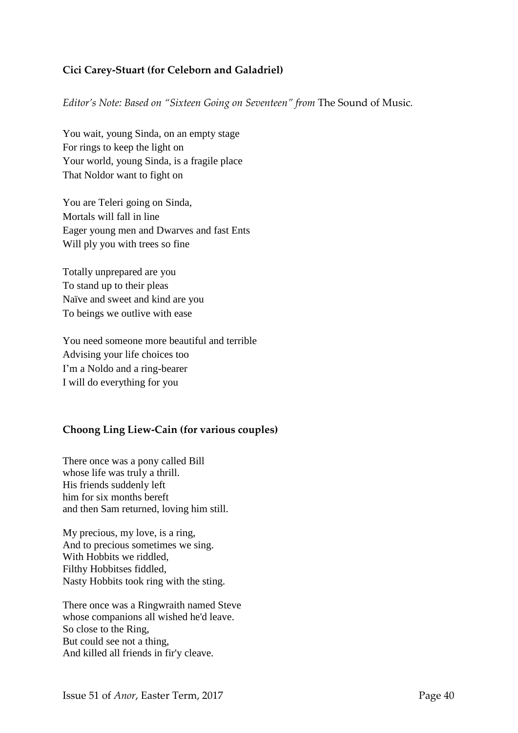### Cici Carey-Stuart (for Celeborn and Galadriel)

*Editor's Note: Based on "Sixteen Going on Seventeen" from* The Sound of Music*.*

You wait, young Sinda, on an empty stage
For rings to keep the light on
Your world, young Sinda, is a fragile place
That Noldor want to fight on

You are Teleri going on Sinda,
Mortals will fall in line
Eager young men and Dwarves and fast Ents
Will ply you with trees so fine

Totally unprepared are you
To stand up to their pleas
Naïve and sweet and kind are you
To beings we outlive with ease

You need someone more beautiful and terrible
Advising your life choices too
I'm a Noldo and a ring-bearer
I will do everything for you

### Choong Ling Liew-Cain (for various couples)

There once was a pony called Bill
whose life was truly a thrill.
His friends suddenly left
him for six months bereft
and then Sam returned, loving him still.

My precious, my love, is a ring,
And to precious sometimes we sing.
With Hobbits we riddled,
Filthy Hobbitses fiddled,
Nasty Hobbits took ring with the sting.

There once was a Ringwraith named Steve
whose companions all wished he'd leave.
So close to the Ring,
But could see not a thing,
And killed all friends in fir'y cleave.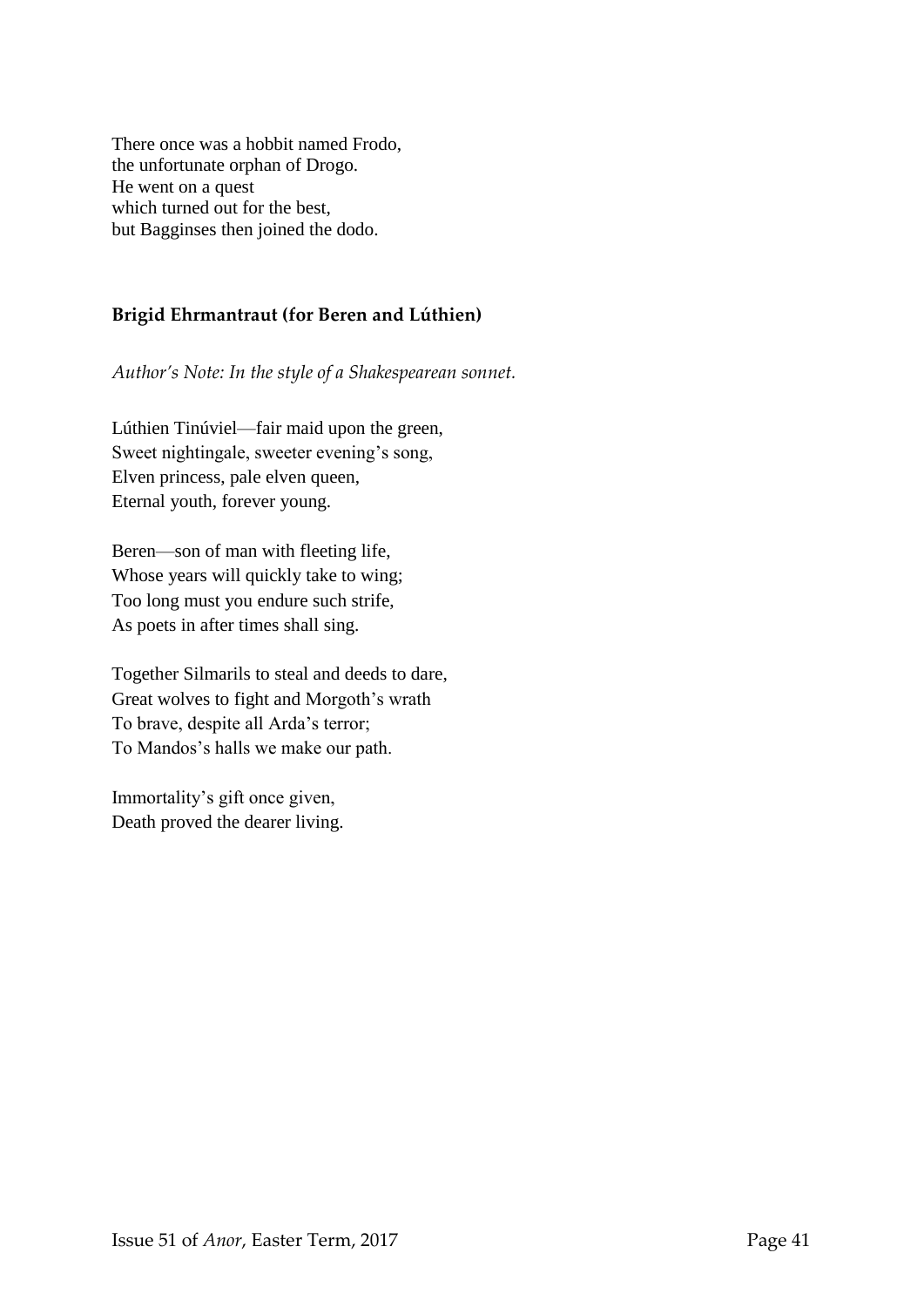There once was a hobbit named Frodo,  
the unfortunate orphan of Drogo.  
He went on a quest  
which turned out for the best,  
but Bagginses then joined the dodo.

### Brigid Ehrmantraut (for Beren and Lúthien)

*Author's Note: In the style of a Shakespearean sonnet.*

Lúthien Tinúviel—fair maid upon the green,  
Sweet nightingale, sweeter evening's song,  
Elven princess, pale elven queen,  
Eternal youth, forever young.

Beren—son of man with fleeting life,  
Whose years will quickly take to wing;  
Too long must you endure such strife,  
As poets in after times shall sing.

Together Silmarils to steal and deeds to dare,  
Great wolves to fight and Morgoth's wrath  
To brave, despite all Arda's terror;  
To Mandos's halls we make our path.

Immortality's gift once given,  
Death proved the dearer living.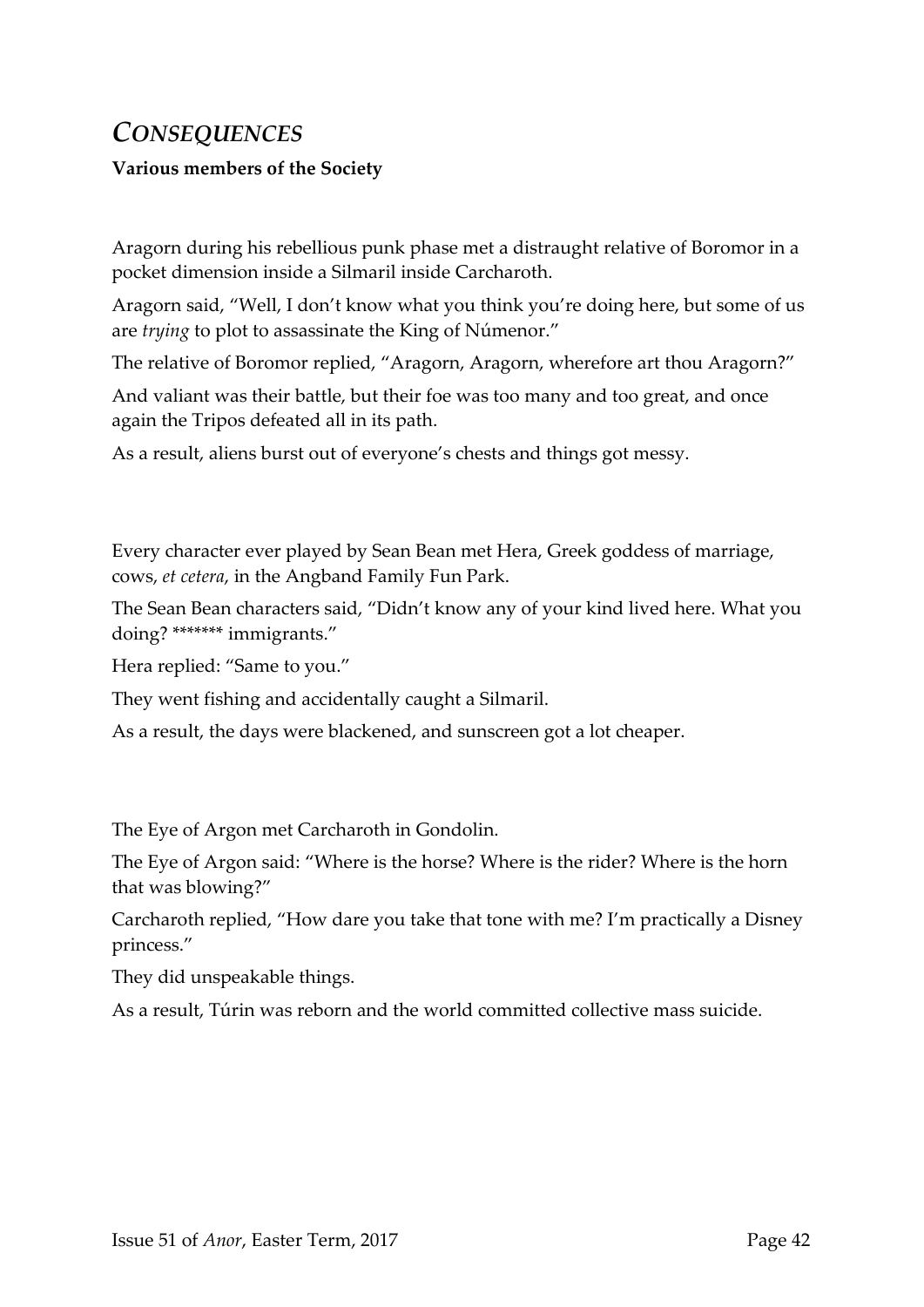## *Consequences*

**Various members of the Society**

Aragorn during his rebellious punk phase met a distraught relative of Boromor in a pocket dimension inside a Silmaril inside Carcharoth.

Aragorn said, "Well, I don't know what you think you're doing here, but some of us are *trying* to plot to assassinate the King of Númenor."

The relative of Boromor replied, "Aragorn, Aragorn, wherefore art thou Aragorn?"

And valiant was their battle, but their foe was too many and too great, and once again the Tripos defeated all in its path.

As a result, aliens burst out of everyone's chests and things got messy.

Every character ever played by Sean Bean met Hera, Greek goddess of marriage, cows, *et cetera*, in the Angband Family Fun Park.

The Sean Bean characters said, "Didn't know any of your kind lived here. What you doing? ******* immigrants."

Hera replied: "Same to you."

They went fishing and accidentally caught a Silmaril.

As a result, the days were blackened, and sunscreen got a lot cheaper.

The Eye of Argon met Carcharoth in Gondolin.

The Eye of Argon said: "Where is the horse? Where is the rider? Where is the horn that was blowing?"

Carcharoth replied, "How dare you take that tone with me? I'm practically a Disney princess."

They did unspeakable things.

As a result, Túrin was reborn and the world committed collective mass suicide.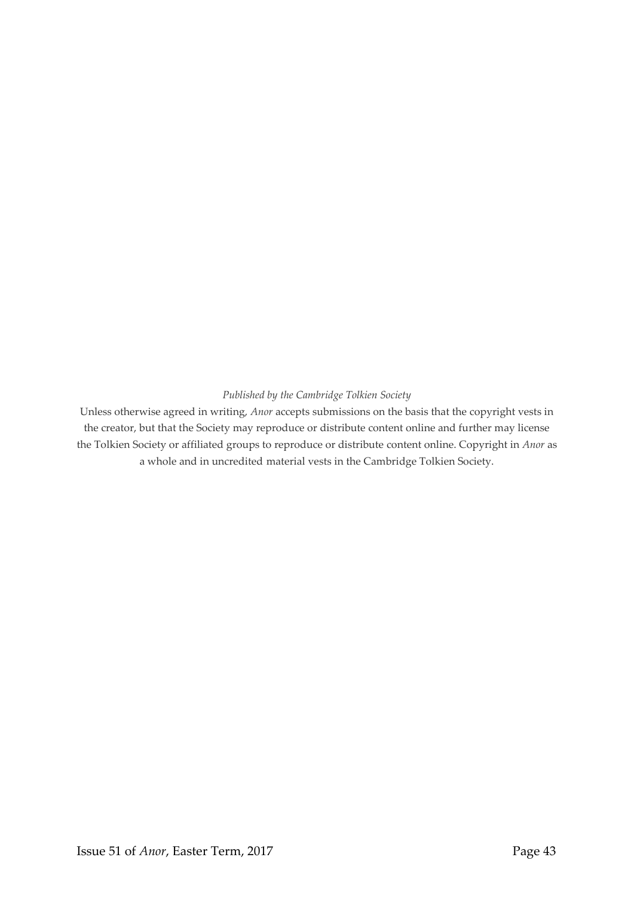*Published by the Cambridge Tolkien Society*

Unless otherwise agreed in writing, *Anor* accepts submissions on the basis that the copyright vests in the creator, but that the Society may reproduce or distribute content online and further may license the Tolkien Society or affiliated groups to reproduce or distribute content online. Copyright in *Anor* as a whole and in uncredited material vests in the Cambridge Tolkien Society.